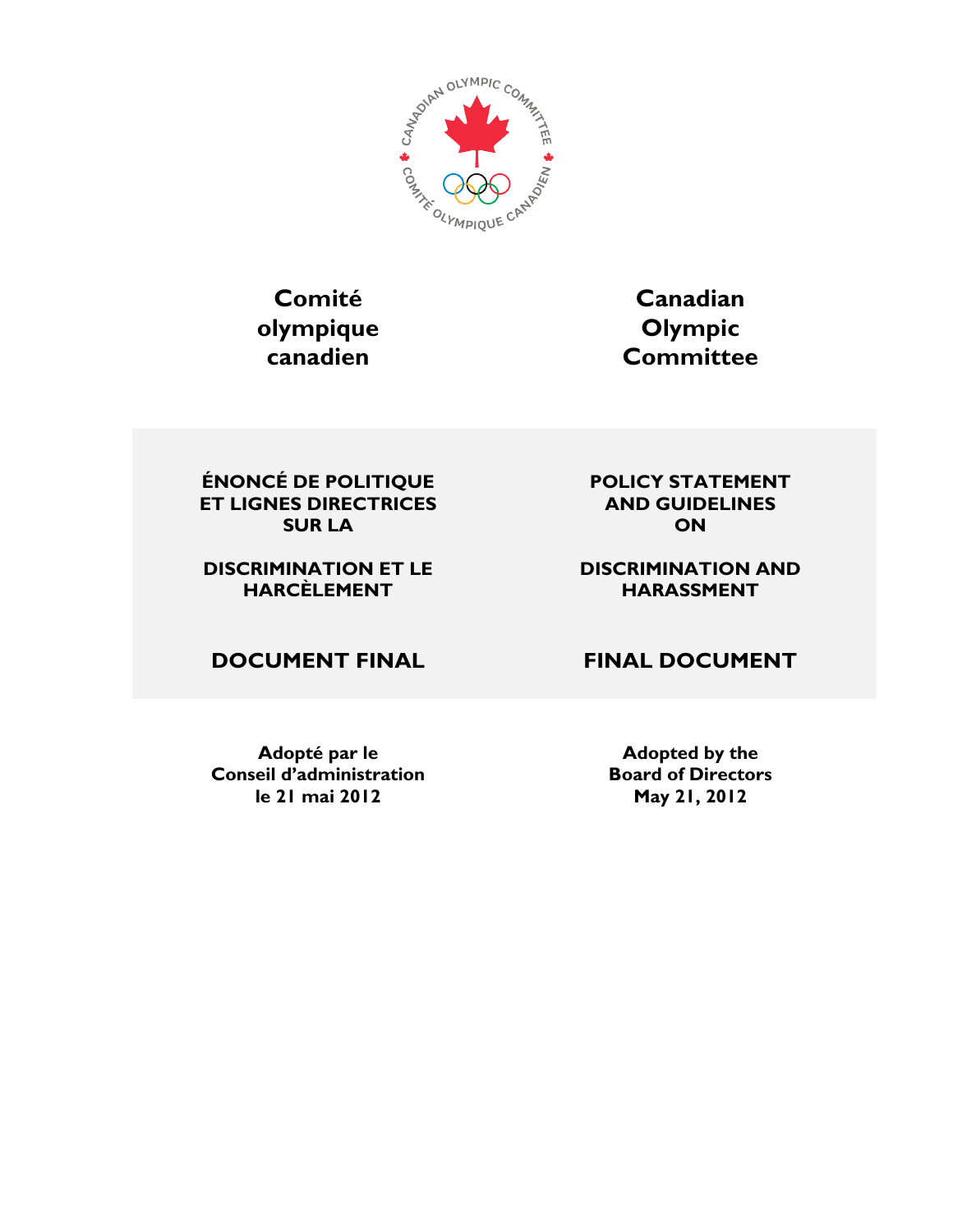# Comité olympique canadien

# Canadian Olympic Committee

## ÉNONCÉ DE POLITIQUE ET LIGNES DIRECTRICES SUR LA DISCRIMINATION ET LE HARCÈLEMENT

## POLICY STATEMENT AND GUIDELINES ON DISCRIMINATION AND HARASSMENT

## DOCUMENT FINAL

## FINAL DOCUMENT

**Adopté par le Conseil d'administration le 21 mai 2012**

**Adopted by the Board of Directors May 21, 2012**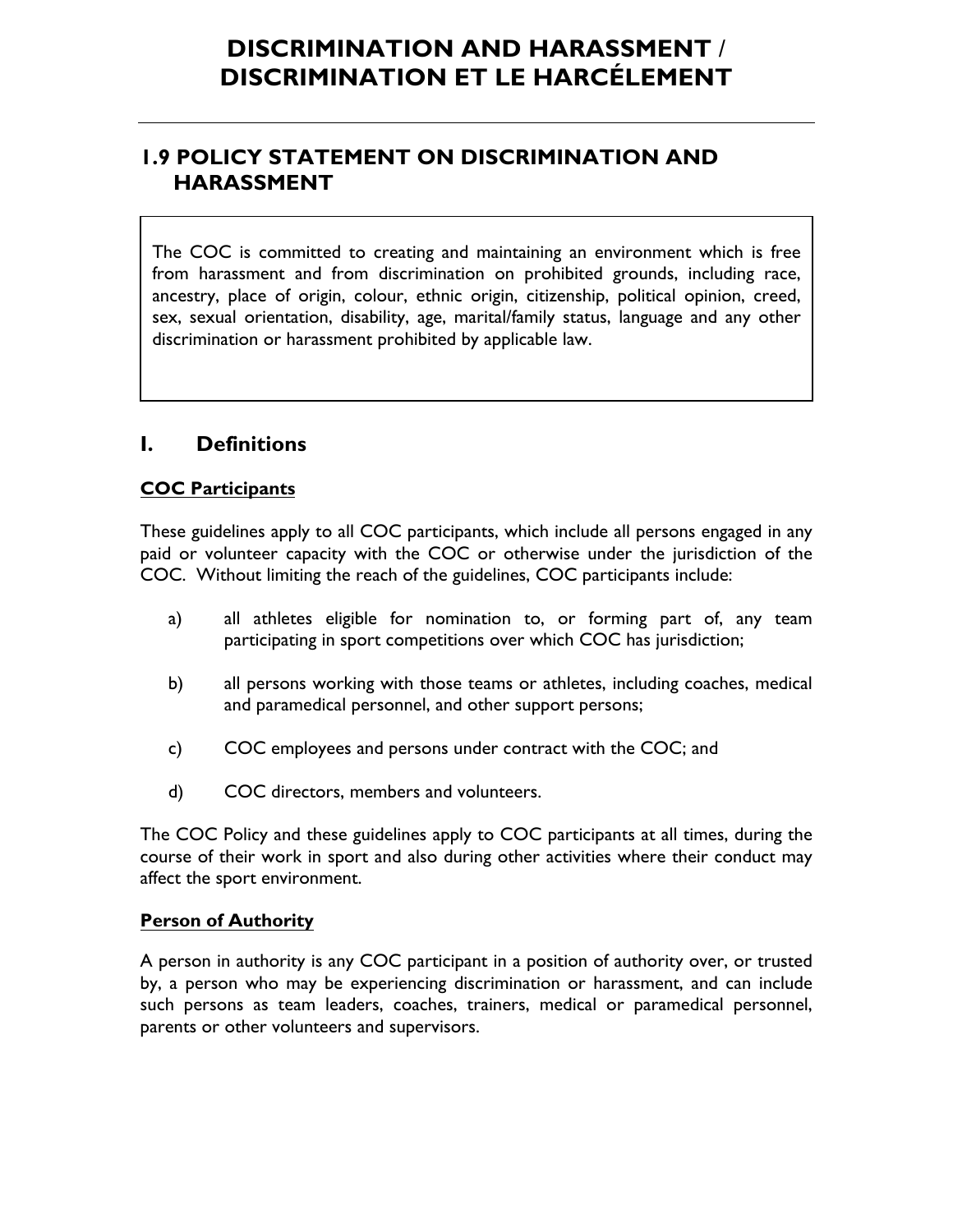# DISCRIMINATION AND HARASSMENT / DISCRIMINATION ET LE HARCÉLEMENT

## 1.9 POLICY STATEMENT ON DISCRIMINATION AND HARASSMENT

The COC is committed to creating and maintaining an environment which is free from harassment and from discrimination on prohibited grounds, including race, ancestry, place of origin, colour, ethnic origin, citizenship, political opinion, creed, sex, sexual orientation, disability, age, marital/family status, language and any other discrimination or harassment prohibited by applicable law.

## I. Definitions

**COC Participants**

These guidelines apply to all COC participants, which include all persons engaged in any paid or volunteer capacity with the COC or otherwise under the jurisdiction of the COC. Without limiting the reach of the guidelines, COC participants include:

a) all athletes eligible for nomination to, or forming part of, any team participating in sport competitions over which COC has jurisdiction;

b) all persons working with those teams or athletes, including coaches, medical and paramedical personnel, and other support persons;

c) COC employees and persons under contract with the COC; and

d) COC directors, members and volunteers.

The COC Policy and these guidelines apply to COC participants at all times, during the course of their work in sport and also during other activities where their conduct may affect the sport environment.

**Person of Authority**

A person in authority is any COC participant in a position of authority over, or trusted by, a person who may be experiencing discrimination or harassment, and can include such persons as team leaders, coaches, trainers, medical or paramedical personnel, parents or other volunteers and supervisors.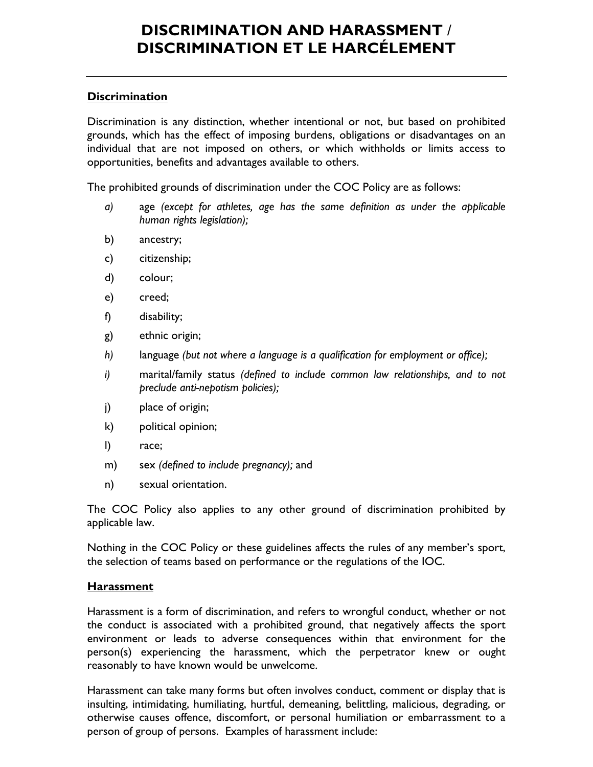# DISCRIMINATION AND HARASSMENT / DISCRIMINATION ET LE HARCÉLEMENT

## Discrimination

Discrimination is any distinction, whether intentional or not, but based on prohibited grounds, which has the effect of imposing burdens, obligations or disadvantages on an individual that are not imposed on others, or which withholds or limits access to opportunities, benefits and advantages available to others.

The prohibited grounds of discrimination under the COC Policy are as follows:

*a)* age *(except for athletes, age has the same definition as under the applicable human rights legislation);*

b) ancestry;

c) citizenship;

d) colour;

e) creed;

f) disability;

g) ethnic origin;

*h)* language *(but not where a language is a qualification for employment or office);*

*i)* marital/family status *(defined to include common law relationships, and to not preclude anti-nepotism policies);*

j) place of origin;

k) political opinion;

l) race;

m) sex *(defined to include pregnancy);* and

n) sexual orientation.

The COC Policy also applies to any other ground of discrimination prohibited by applicable law.

Nothing in the COC Policy or these guidelines affects the rules of any member's sport, the selection of teams based on performance or the regulations of the IOC.

## Harassment

Harassment is a form of discrimination, and refers to wrongful conduct, whether or not the conduct is associated with a prohibited ground, that negatively affects the sport environment or leads to adverse consequences within that environment for the person(s) experiencing the harassment, which the perpetrator knew or ought reasonably to have known would be unwelcome.

Harassment can take many forms but often involves conduct, comment or display that is insulting, intimidating, humiliating, hurtful, demeaning, belittling, malicious, degrading, or otherwise causes offence, discomfort, or personal humiliation or embarrassment to a person of group of persons. Examples of harassment include: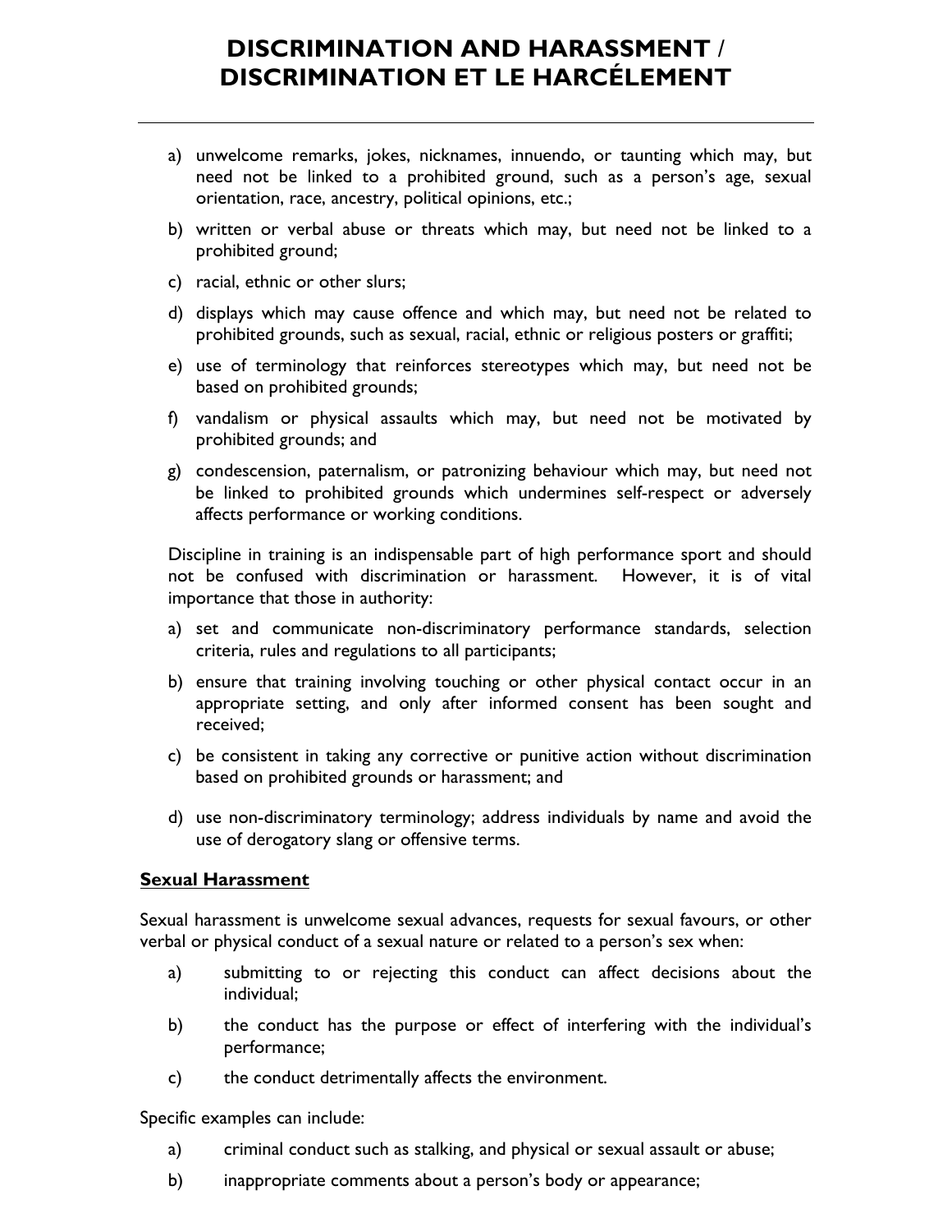a) unwelcome remarks, jokes, nicknames, innuendo, or taunting which may, but need not be linked to a prohibited ground, such as a person's age, sexual orientation, race, ancestry, political opinions, etc.;

b) written or verbal abuse or threats which may, but need not be linked to a prohibited ground;

c) racial, ethnic or other slurs;

d) displays which may cause offence and which may, but need not be related to prohibited grounds, such as sexual, racial, ethnic or religious posters or graffiti;

e) use of terminology that reinforces stereotypes which may, but need not be based on prohibited grounds;

f) vandalism or physical assaults which may, but need not be motivated by prohibited grounds; and

g) condescension, paternalism, or patronizing behaviour which may, but need not be linked to prohibited grounds which undermines self-respect or adversely affects performance or working conditions.

Discipline in training is an indispensable part of high performance sport and should not be confused with discrimination or harassment. However, it is of vital importance that those in authority:

a) set and communicate non-discriminatory performance standards, selection criteria, rules and regulations to all participants;

b) ensure that training involving touching or other physical contact occur in an appropriate setting, and only after informed consent has been sought and received;

c) be consistent in taking any corrective or punitive action without discrimination based on prohibited grounds or harassment; and

d) use non-discriminatory terminology; address individuals by name and avoid the use of derogatory slang or offensive terms.

**Sexual Harassment**

Sexual harassment is unwelcome sexual advances, requests for sexual favours, or other verbal or physical conduct of a sexual nature or related to a person's sex when:

a) submitting to or rejecting this conduct can affect decisions about the individual;

b) the conduct has the purpose or effect of interfering with the individual's performance;

c) the conduct detrimentally affects the environment.

Specific examples can include:

a) criminal conduct such as stalking, and physical or sexual assault or abuse;

b) inappropriate comments about a person's body or appearance;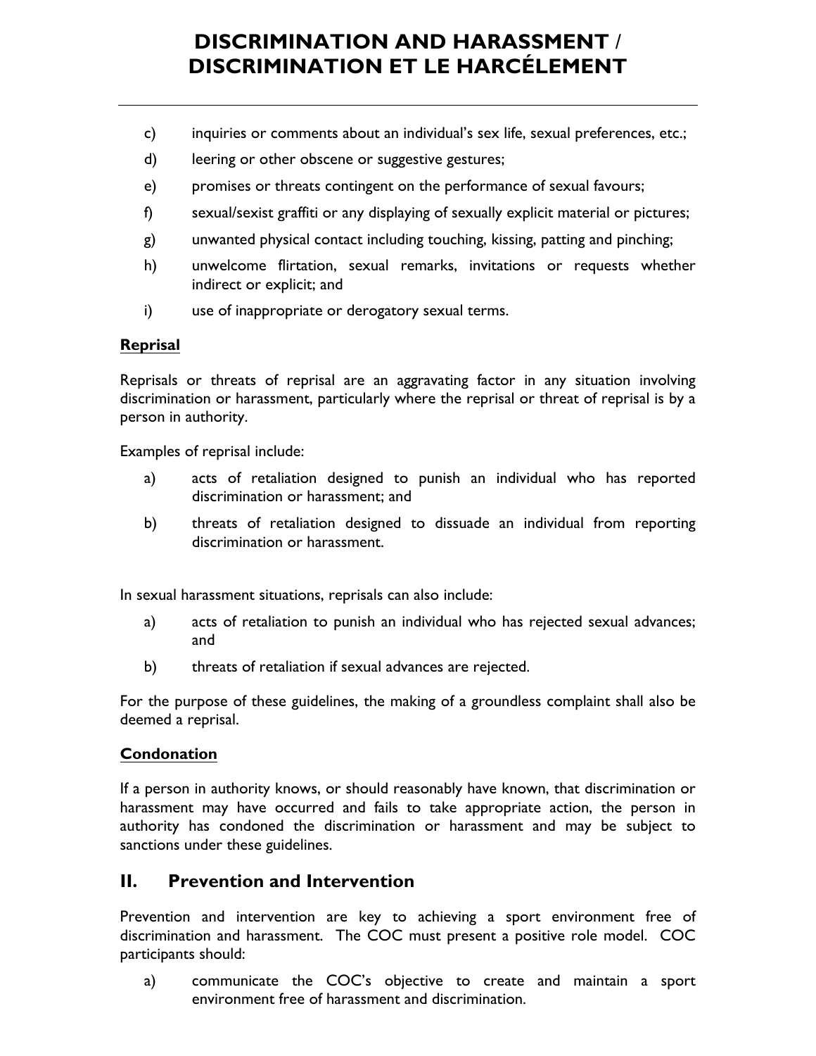c) inquiries or comments about an individual's sex life, sexual preferences, etc.;

d) leering or other obscene or suggestive gestures;

e) promises or threats contingent on the performance of sexual favours;

f) sexual/sexist graffiti or any displaying of sexually explicit material or pictures;

g) unwanted physical contact including touching, kissing, patting and pinching;

h) unwelcome flirtation, sexual remarks, invitations or requests whether indirect or explicit; and

i) use of inappropriate or derogatory sexual terms.

**Reprisal**

Reprisals or threats of reprisal are an aggravating factor in any situation involving discrimination or harassment, particularly where the reprisal or threat of reprisal is by a person in authority.

Examples of reprisal include:

a) acts of retaliation designed to punish an individual who has reported discrimination or harassment; and

b) threats of retaliation designed to dissuade an individual from reporting discrimination or harassment.

In sexual harassment situations, reprisals can also include:

a) acts of retaliation to punish an individual who has rejected sexual advances; and

b) threats of retaliation if sexual advances are rejected.

For the purpose of these guidelines, the making of a groundless complaint shall also be deemed a reprisal.

**Condonation**

If a person in authority knows, or should reasonably have known, that discrimination or harassment may have occurred and fails to take appropriate action, the person in authority has condoned the discrimination or harassment and may be subject to sanctions under these guidelines.

## II. Prevention and Intervention

Prevention and intervention are key to achieving a sport environment free of discrimination and harassment. The COC must present a positive role model. COC participants should:

a) communicate the COC's objective to create and maintain a sport environment free of harassment and discrimination.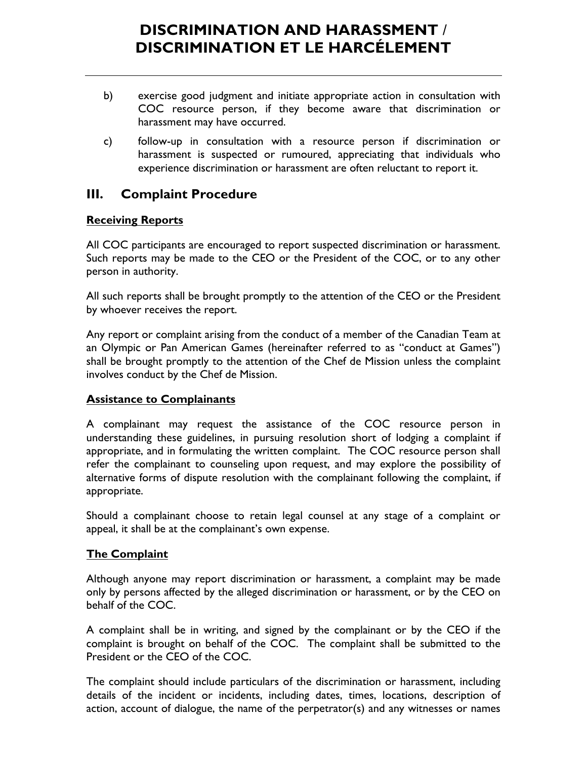b) exercise good judgment and initiate appropriate action in consultation with COC resource person, if they become aware that discrimination or harassment may have occurred.

c) follow-up in consultation with a resource person if discrimination or harassment is suspected or rumoured, appreciating that individuals who experience discrimination or harassment are often reluctant to report it.

## III. Complaint Procedure

**Receiving Reports**

All COC participants are encouraged to report suspected discrimination or harassment. Such reports may be made to the CEO or the President of the COC, or to any other person in authority.

All such reports shall be brought promptly to the attention of the CEO or the President by whoever receives the report.

Any report or complaint arising from the conduct of a member of the Canadian Team at an Olympic or Pan American Games (hereinafter referred to as "conduct at Games") shall be brought promptly to the attention of the Chef de Mission unless the complaint involves conduct by the Chef de Mission.

**Assistance to Complainants**

A complainant may request the assistance of the COC resource person in understanding these guidelines, in pursuing resolution short of lodging a complaint if appropriate, and in formulating the written complaint. The COC resource person shall refer the complainant to counseling upon request, and may explore the possibility of alternative forms of dispute resolution with the complainant following the complaint, if appropriate.

Should a complainant choose to retain legal counsel at any stage of a complaint or appeal, it shall be at the complainant's own expense.

**The Complaint**

Although anyone may report discrimination or harassment, a complaint may be made only by persons affected by the alleged discrimination or harassment, or by the CEO on behalf of the COC.

A complaint shall be in writing, and signed by the complainant or by the CEO if the complaint is brought on behalf of the COC. The complaint shall be submitted to the President or the CEO of the COC.

The complaint should include particulars of the discrimination or harassment, including details of the incident or incidents, including dates, times, locations, description of action, account of dialogue, the name of the perpetrator(s) and any witnesses or names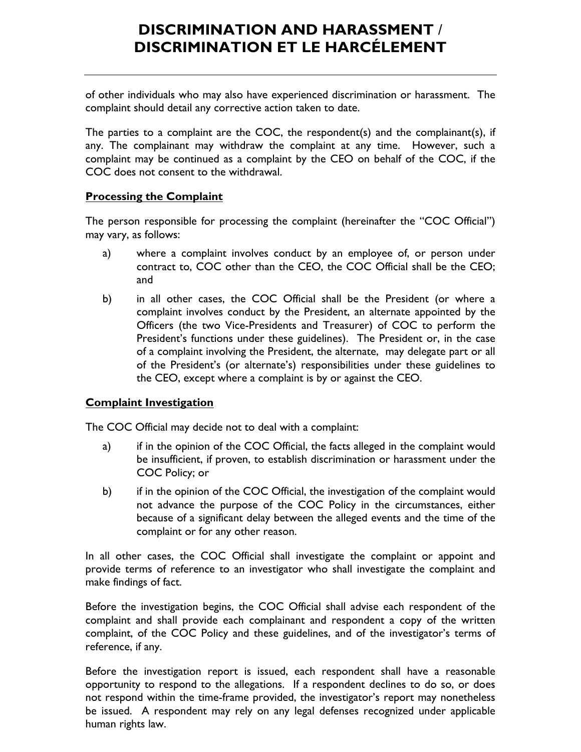of other individuals who may also have experienced discrimination or harassment. The complaint should detail any corrective action taken to date.

The parties to a complaint are the COC, the respondent(s) and the complainant(s), if any. The complainant may withdraw the complaint at any time. However, such a complaint may be continued as a complaint by the CEO on behalf of the COC, if the COC does not consent to the withdrawal.

**Processing the Complaint**

The person responsible for processing the complaint (hereinafter the "COC Official") may vary, as follows:

a) where a complaint involves conduct by an employee of, or person under contract to, COC other than the CEO, the COC Official shall be the CEO; and

b) in all other cases, the COC Official shall be the President (or where a complaint involves conduct by the President, an alternate appointed by the Officers (the two Vice-Presidents and Treasurer) of COC to perform the President's functions under these guidelines). The President or, in the case of a complaint involving the President, the alternate, may delegate part or all of the President's (or alternate's) responsibilities under these guidelines to the CEO, except where a complaint is by or against the CEO.

**Complaint Investigation**

The COC Official may decide not to deal with a complaint:

a) if in the opinion of the COC Official, the facts alleged in the complaint would be insufficient, if proven, to establish discrimination or harassment under the COC Policy; or

b) if in the opinion of the COC Official, the investigation of the complaint would not advance the purpose of the COC Policy in the circumstances, either because of a significant delay between the alleged events and the time of the complaint or for any other reason.

In all other cases, the COC Official shall investigate the complaint or appoint and provide terms of reference to an investigator who shall investigate the complaint and make findings of fact.

Before the investigation begins, the COC Official shall advise each respondent of the complaint and shall provide each complainant and respondent a copy of the written complaint, of the COC Policy and these guidelines, and of the investigator's terms of reference, if any.

Before the investigation report is issued, each respondent shall have a reasonable opportunity to respond to the allegations. If a respondent declines to do so, or does not respond within the time-frame provided, the investigator's report may nonetheless be issued. A respondent may rely on any legal defenses recognized under applicable human rights law.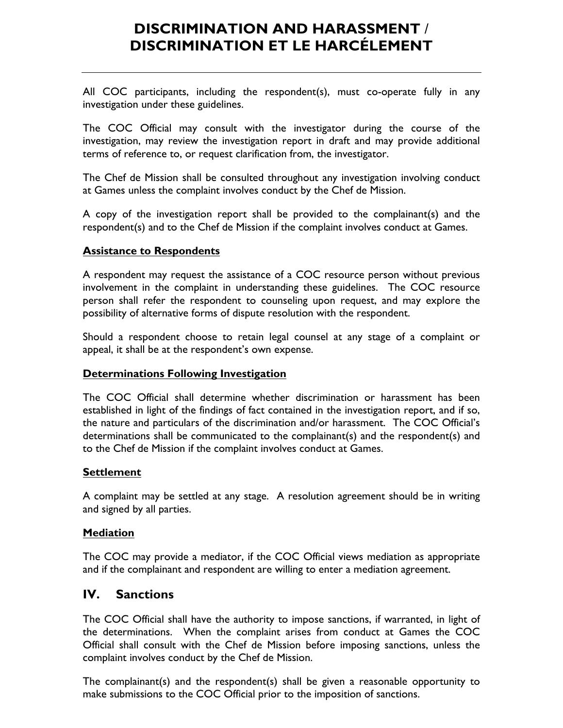All COC participants, including the respondent(s), must co-operate fully in any investigation under these guidelines.

The COC Official may consult with the investigator during the course of the investigation, may review the investigation report in draft and may provide additional terms of reference to, or request clarification from, the investigator.

The Chef de Mission shall be consulted throughout any investigation involving conduct at Games unless the complaint involves conduct by the Chef de Mission.

A copy of the investigation report shall be provided to the complainant(s) and the respondent(s) and to the Chef de Mission if the complaint involves conduct at Games.

### Assistance to Respondents

A respondent may request the assistance of a COC resource person without previous involvement in the complaint in understanding these guidelines. The COC resource person shall refer the respondent to counseling upon request, and may explore the possibility of alternative forms of dispute resolution with the respondent.

Should a respondent choose to retain legal counsel at any stage of a complaint or appeal, it shall be at the respondent's own expense.

### Determinations Following Investigation

The COC Official shall determine whether discrimination or harassment has been established in light of the findings of fact contained in the investigation report, and if so, the nature and particulars of the discrimination and/or harassment. The COC Official's determinations shall be communicated to the complainant(s) and the respondent(s) and to the Chef de Mission if the complaint involves conduct at Games.

### Settlement

A complaint may be settled at any stage. A resolution agreement should be in writing and signed by all parties.

### Mediation

The COC may provide a mediator, if the COC Official views mediation as appropriate and if the complainant and respondent are willing to enter a mediation agreement.

## IV. Sanctions

The COC Official shall have the authority to impose sanctions, if warranted, in light of the determinations. When the complaint arises from conduct at Games the COC Official shall consult with the Chef de Mission before imposing sanctions, unless the complaint involves conduct by the Chef de Mission.

The complainant(s) and the respondent(s) shall be given a reasonable opportunity to make submissions to the COC Official prior to the imposition of sanctions.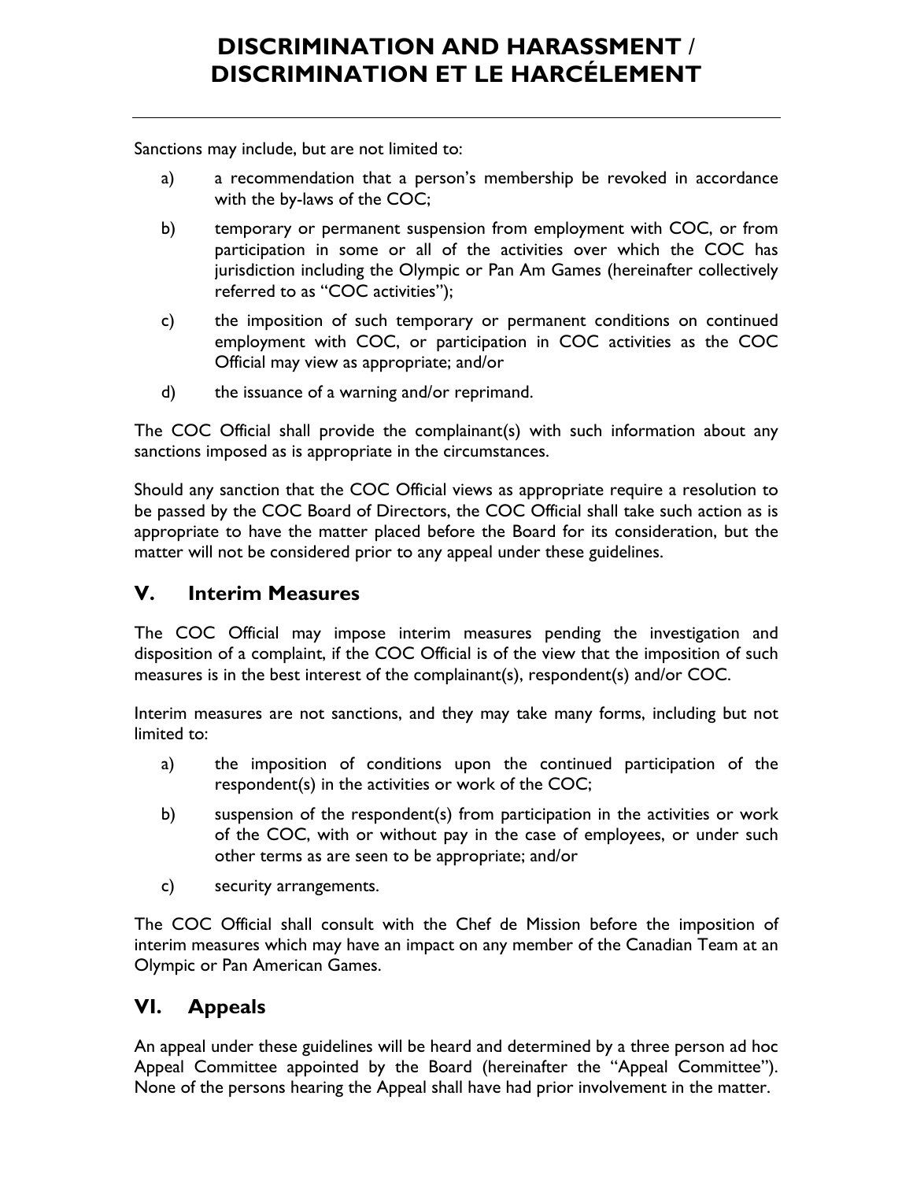Sanctions may include, but are not limited to:

a) a recommendation that a person's membership be revoked in accordance with the by-laws of the COC;

b) temporary or permanent suspension from employment with COC, or from participation in some or all of the activities over which the COC has jurisdiction including the Olympic or Pan Am Games (hereinafter collectively referred to as "COC activities");

c) the imposition of such temporary or permanent conditions on continued employment with COC, or participation in COC activities as the COC Official may view as appropriate; and/or

d) the issuance of a warning and/or reprimand.

The COC Official shall provide the complainant(s) with such information about any sanctions imposed as is appropriate in the circumstances.

Should any sanction that the COC Official views as appropriate require a resolution to be passed by the COC Board of Directors, the COC Official shall take such action as is appropriate to have the matter placed before the Board for its consideration, but the matter will not be considered prior to any appeal under these guidelines.

## V. Interim Measures

The COC Official may impose interim measures pending the investigation and disposition of a complaint, if the COC Official is of the view that the imposition of such measures is in the best interest of the complainant(s), respondent(s) and/or COC.

Interim measures are not sanctions, and they may take many forms, including but not limited to:

a) the imposition of conditions upon the continued participation of the respondent(s) in the activities or work of the COC;

b) suspension of the respondent(s) from participation in the activities or work of the COC, with or without pay in the case of employees, or under such other terms as are seen to be appropriate; and/or

c) security arrangements.

The COC Official shall consult with the Chef de Mission before the imposition of interim measures which may have an impact on any member of the Canadian Team at an Olympic or Pan American Games.

## VI. Appeals

An appeal under these guidelines will be heard and determined by a three person ad hoc Appeal Committee appointed by the Board (hereinafter the "Appeal Committee"). None of the persons hearing the Appeal shall have had prior involvement in the matter.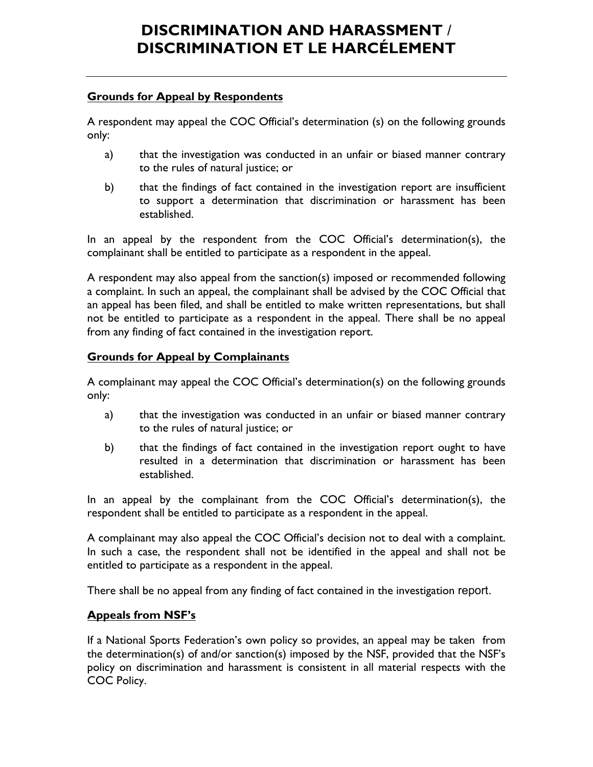# DISCRIMINATION AND HARASSMENT / DISCRIMINATION ET LE HARCÉLEMENT

**Grounds for Appeal by Respondents**

A respondent may appeal the COC Official's determination (s) on the following grounds only:

a) that the investigation was conducted in an unfair or biased manner contrary to the rules of natural justice; or

b) that the findings of fact contained in the investigation report are insufficient to support a determination that discrimination or harassment has been established.

In an appeal by the respondent from the COC Official's determination(s), the complainant shall be entitled to participate as a respondent in the appeal.

A respondent may also appeal from the sanction(s) imposed or recommended following a complaint. In such an appeal, the complainant shall be advised by the COC Official that an appeal has been filed, and shall be entitled to make written representations, but shall not be entitled to participate as a respondent in the appeal. There shall be no appeal from any finding of fact contained in the investigation report.

**Grounds for Appeal by Complainants**

A complainant may appeal the COC Official's determination(s) on the following grounds only:

a) that the investigation was conducted in an unfair or biased manner contrary to the rules of natural justice; or

b) that the findings of fact contained in the investigation report ought to have resulted in a determination that discrimination or harassment has been established.

In an appeal by the complainant from the COC Official's determination(s), the respondent shall be entitled to participate as a respondent in the appeal.

A complainant may also appeal the COC Official's decision not to deal with a complaint. In such a case, the respondent shall not be identified in the appeal and shall not be entitled to participate as a respondent in the appeal.

There shall be no appeal from any finding of fact contained in the investigation report.

**Appeals from NSF's**

If a National Sports Federation's own policy so provides, an appeal may be taken from the determination(s) of and/or sanction(s) imposed by the NSF, provided that the NSF's policy on discrimination and harassment is consistent in all material respects with the COC Policy.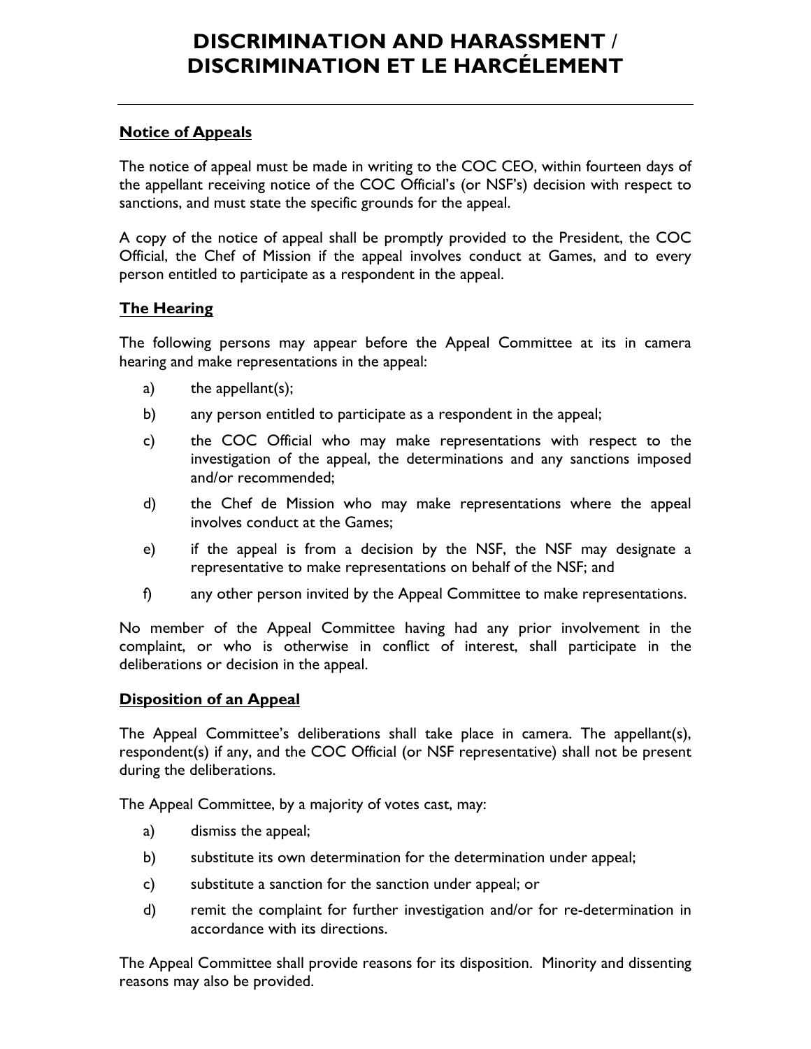# DISCRIMINATION AND HARASSMENT / DISCRIMINATION ET LE HARCÉLEMENT

## Notice of Appeals

The notice of appeal must be made in writing to the COC CEO, within fourteen days of the appellant receiving notice of the COC Official's (or NSF's) decision with respect to sanctions, and must state the specific grounds for the appeal.

A copy of the notice of appeal shall be promptly provided to the President, the COC Official, the Chef of Mission if the appeal involves conduct at Games, and to every person entitled to participate as a respondent in the appeal.

## The Hearing

The following persons may appear before the Appeal Committee at its in camera hearing and make representations in the appeal:

a) the appellant(s);

b) any person entitled to participate as a respondent in the appeal;

c) the COC Official who may make representations with respect to the investigation of the appeal, the determinations and any sanctions imposed and/or recommended;

d) the Chef de Mission who may make representations where the appeal involves conduct at the Games;

e) if the appeal is from a decision by the NSF, the NSF may designate a representative to make representations on behalf of the NSF; and

f) any other person invited by the Appeal Committee to make representations.

No member of the Appeal Committee having had any prior involvement in the complaint, or who is otherwise in conflict of interest, shall participate in the deliberations or decision in the appeal.

## Disposition of an Appeal

The Appeal Committee's deliberations shall take place in camera. The appellant(s), respondent(s) if any, and the COC Official (or NSF representative) shall not be present during the deliberations.

The Appeal Committee, by a majority of votes cast, may:

a) dismiss the appeal;

b) substitute its own determination for the determination under appeal;

c) substitute a sanction for the sanction under appeal; or

d) remit the complaint for further investigation and/or for re-determination in accordance with its directions.

The Appeal Committee shall provide reasons for its disposition. Minority and dissenting reasons may also be provided.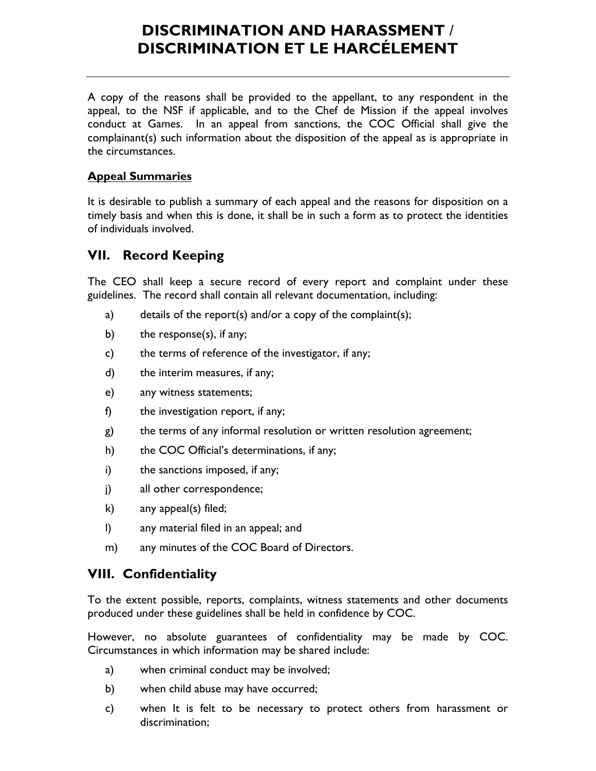A copy of the reasons shall be provided to the appellant, to any respondent in the appeal, to the NSF if applicable, and to the Chef de Mission if the appeal involves conduct at Games. In an appeal from sanctions, the COC Official shall give the complainant(s) such information about the disposition of the appeal as is appropriate in the circumstances.

**Appeal Summaries**

It is desirable to publish a summary of each appeal and the reasons for disposition on a timely basis and when this is done, it shall be in such a form as to protect the identities of individuals involved.

## VII. Record Keeping

The CEO shall keep a secure record of every report and complaint under these guidelines. The record shall contain all relevant documentation, including:

a) details of the report(s) and/or a copy of the complaint(s);

b) the response(s), if any;

c) the terms of reference of the investigator, if any;

d) the interim measures, if any;

e) any witness statements;

f) the investigation report, if any;

g) the terms of any informal resolution or written resolution agreement;

h) the COC Official's determinations, if any;

i) the sanctions imposed, if any;

j) all other correspondence;

k) any appeal(s) filed;

l) any material filed in an appeal; and

m) any minutes of the COC Board of Directors.

## VIII. Confidentiality

To the extent possible, reports, complaints, witness statements and other documents produced under these guidelines shall be held in confidence by COC.

However, no absolute guarantees of confidentiality may be made by COC. Circumstances in which information may be shared include:

a) when criminal conduct may be involved;

b) when child abuse may have occurred;

c) when It is felt to be necessary to protect others from harassment or discrimination;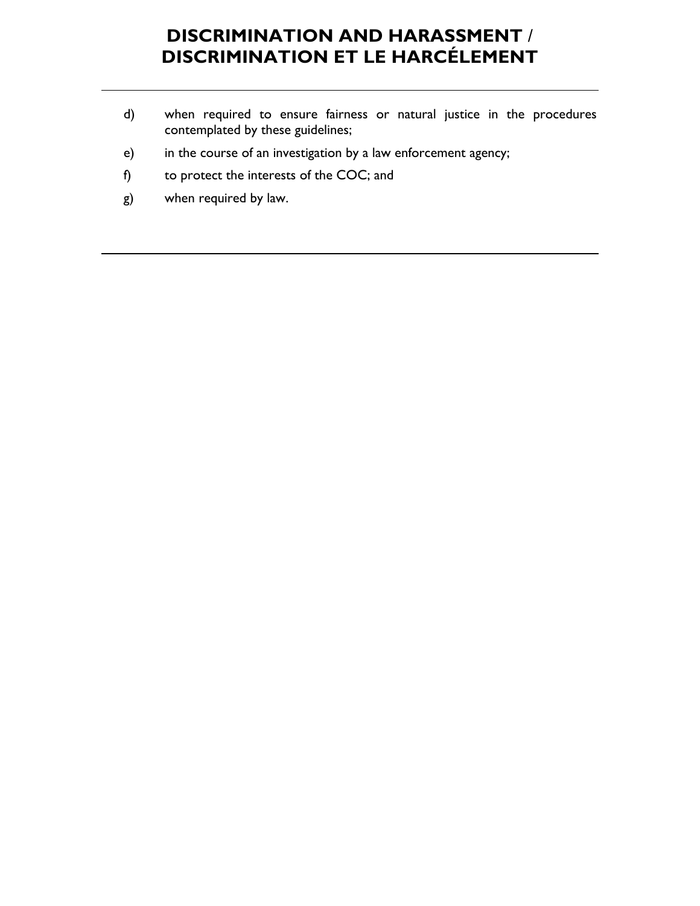d) when required to ensure fairness or natural justice in the procedures contemplated by these guidelines;

e) in the course of an investigation by a law enforcement agency;

f) to protect the interests of the COC; and

g) when required by law.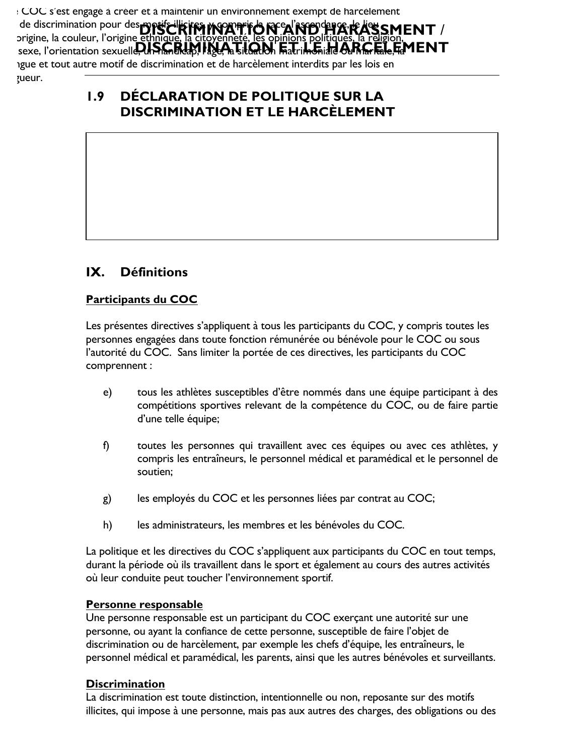## 1.9 DÉCLARATION DE POLITIQUE SUR LA DISCRIMINATION ET LE HARCÈLEMENT

Le COC s'est engagé à créer et à maintenir un environnement exempt de harcèlement et de discrimination pour des motifs illicites, y compris la race, l'ascendance, le lieu d'origine, la couleur, l'origine ethnique, la citoyenneté, les opinions politiques, la religion, le sexe, l'orientation sexuelle, un handicap, l'âge, la situation matrimoniale ou maritale, la langue et tout autre motif de discrimination et de harcèlement interdits par les lois en vigueur.

## IX. Définitions

**Participants du COC**

Les présentes directives s'appliquent à tous les participants du COC, y compris toutes les personnes engagées dans toute fonction rémunérée ou bénévole pour le COC ou sous l'autorité du COC. Sans limiter la portée de ces directives, les participants du COC comprennent :

e) tous les athlètes susceptibles d'être nommés dans une équipe participant à des compétitions sportives relevant de la compétence du COC, ou de faire partie d'une telle équipe;

f) toutes les personnes qui travaillent avec ces équipes ou avec ces athlètes, y compris les entraîneurs, le personnel médical et paramédical et le personnel de soutien;

g) les employés du COC et les personnes liées par contrat au COC;

h) les administrateurs, les membres et les bénévoles du COC.

La politique et les directives du COC s'appliquent aux participants du COC en tout temps, durant la période où ils travaillent dans le sport et également au cours des autres activités où leur conduite peut toucher l'environnement sportif.

**Personne responsable**

Une personne responsable est un participant du COC exerçant une autorité sur une personne, ou ayant la confiance de cette personne, susceptible de faire l'objet de discrimination ou de harcèlement, par exemple les chefs d'équipe, les entraîneurs, le personnel médical et paramédical, les parents, ainsi que les autres bénévoles et surveillants.

**Discrimination**

La discrimination est toute distinction, intentionnelle ou non, reposante sur des motifs illicites, qui impose à une personne, mais pas aux autres des charges, des obligations ou des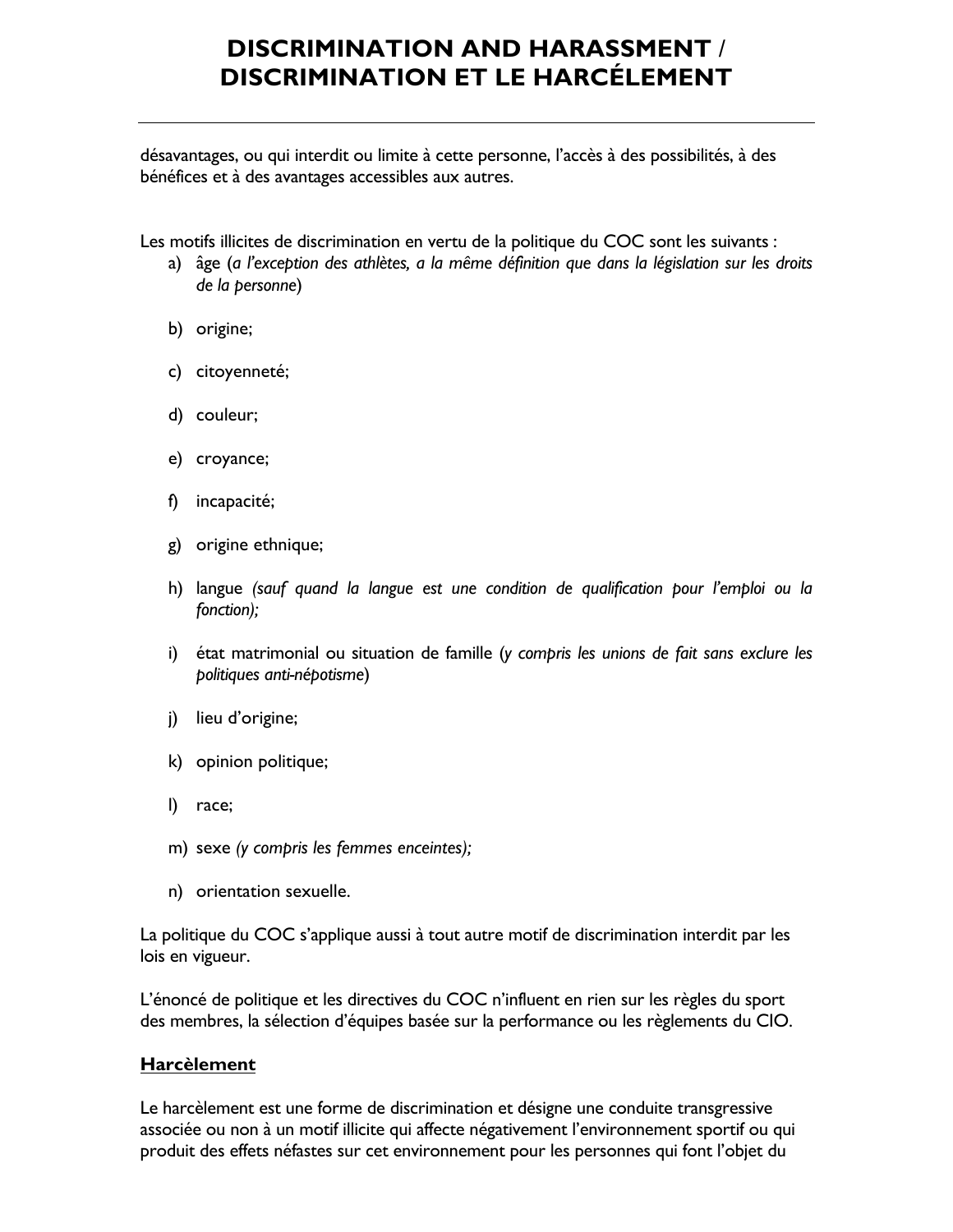désavantages, ou qui interdit ou limite à cette personne, l'accès à des possibilités, à des bénéfices et à des avantages accessibles aux autres.

Les motifs illicites de discrimination en vertu de la politique du COC sont les suivants :

a) âge (*a l'exception des athlètes, a la même définition que dans la législation sur les droits de la personne*)

b) origine;

c) citoyenneté;

d) couleur;

e) croyance;

f) incapacité;

g) origine ethnique;

h) langue *(sauf quand la langue est une condition de qualification pour l'emploi ou la fonction);*

i) état matrimonial ou situation de famille (*y compris les unions de fait sans exclure les politiques anti-népotisme*)

j) lieu d'origine;

k) opinion politique;

l) race;

m) sexe *(y compris les femmes enceintes);*

n) orientation sexuelle.

La politique du COC s'applique aussi à tout autre motif de discrimination interdit par les lois en vigueur.

L'énoncé de politique et les directives du COC n'influent en rien sur les règles du sport des membres, la sélection d'équipes basée sur la performance ou les règlements du CIO.

**<u>Harcèlement</u>**

Le harcèlement est une forme de discrimination et désigne une conduite transgressive associée ou non à un motif illicite qui affecte négativement l'environnement sportif ou qui produit des effets néfastes sur cet environnement pour les personnes qui font l'objet du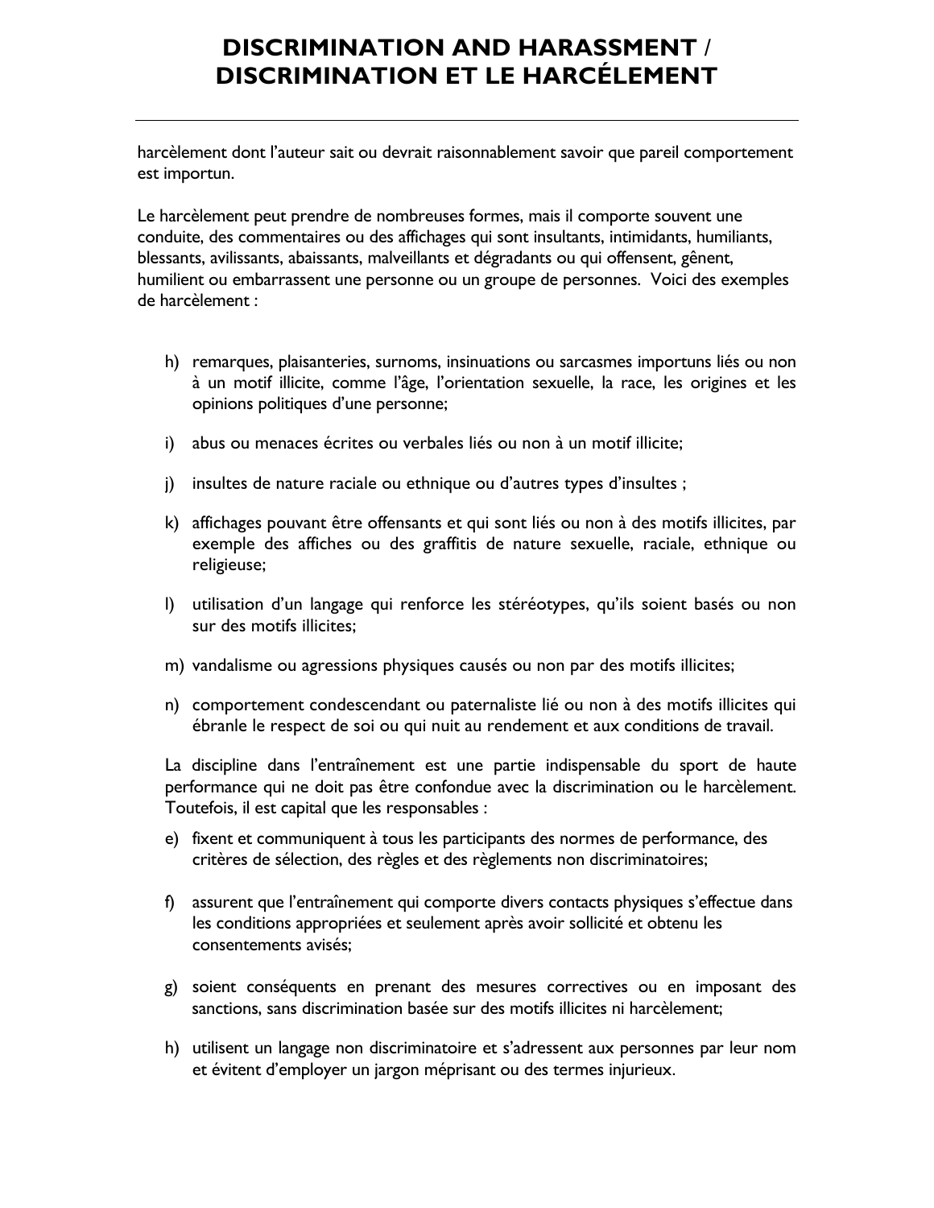harcèlement dont l'auteur sait ou devrait raisonnablement savoir que pareil comportement est importun.

Le harcèlement peut prendre de nombreuses formes, mais il comporte souvent une conduite, des commentaires ou des affichages qui sont insultants, intimidants, humiliants, blessants, avilissants, abaissants, malveillants et dégradants ou qui offensent, gênent, humilient ou embarrassent une personne ou un groupe de personnes. Voici des exemples de harcèlement :

h) remarques, plaisanteries, surnoms, insinuations ou sarcasmes importuns liés ou non à un motif illicite, comme l'âge, l'orientation sexuelle, la race, les origines et les opinions politiques d'une personne;

i) abus ou menaces écrites ou verbales liés ou non à un motif illicite;

j) insultes de nature raciale ou ethnique ou d'autres types d'insultes ;

k) affichages pouvant être offensants et qui sont liés ou non à des motifs illicites, par exemple des affiches ou des graffitis de nature sexuelle, raciale, ethnique ou religieuse;

l) utilisation d'un langage qui renforce les stéréotypes, qu'ils soient basés ou non sur des motifs illicites;

m) vandalisme ou agressions physiques causés ou non par des motifs illicites;

n) comportement condescendant ou paternaliste lié ou non à des motifs illicites qui ébranle le respect de soi ou qui nuit au rendement et aux conditions de travail.

La discipline dans l'entraînement est une partie indispensable du sport de haute performance qui ne doit pas être confondue avec la discrimination ou le harcèlement. Toutefois, il est capital que les responsables :

e) fixent et communiquent à tous les participants des normes de performance, des critères de sélection, des règles et des règlements non discriminatoires;

f) assurent que l'entraînement qui comporte divers contacts physiques s'effectue dans les conditions appropriées et seulement après avoir sollicité et obtenu les consentements avisés;

g) soient conséquents en prenant des mesures correctives ou en imposant des sanctions, sans discrimination basée sur des motifs illicites ni harcèlement;

h) utilisent un langage non discriminatoire et s'adressent aux personnes par leur nom et évitent d'employer un jargon méprisant ou des termes injurieux.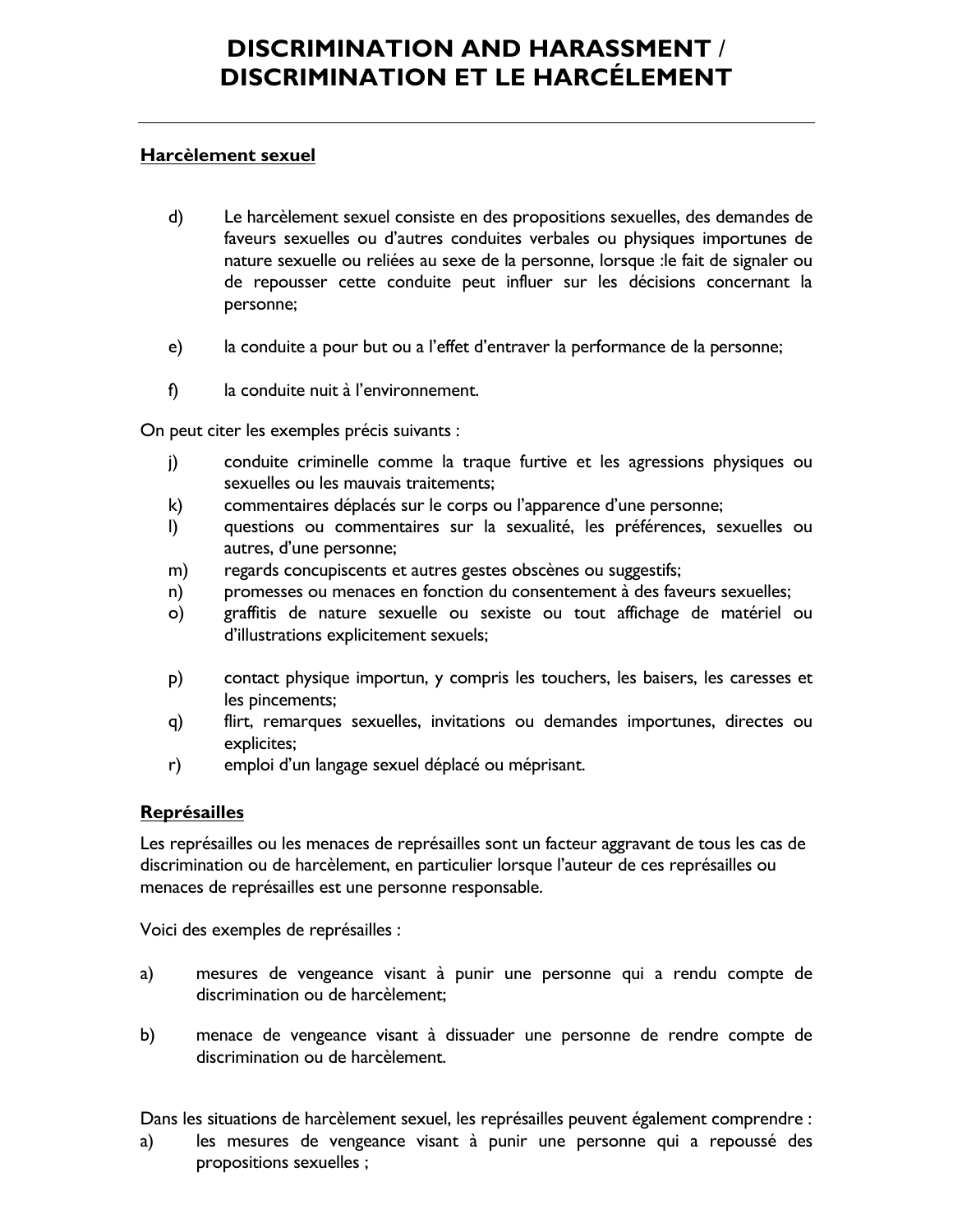## DISCRIMINATION AND HARASSMENT / DISCRIMINATION ET LE HARCÉLEMENT

### Harcèlement sexuel

d) Le harcèlement sexuel consiste en des propositions sexuelles, des demandes de faveurs sexuelles ou d'autres conduites verbales ou physiques importunes de nature sexuelle ou reliées au sexe de la personne, lorsque :le fait de signaler ou de repousser cette conduite peut influer sur les décisions concernant la personne;

e) la conduite a pour but ou a l'effet d'entraver la performance de la personne;

f) la conduite nuit à l'environnement.

On peut citer les exemples précis suivants :

j) conduite criminelle comme la traque furtive et les agressions physiques ou sexuelles ou les mauvais traitements;
k) commentaires déplacés sur le corps ou l'apparence d'une personne;
l) questions ou commentaires sur la sexualité, les préférences, sexuelles ou autres, d'une personne;
m) regards concupiscents et autres gestes obscènes ou suggestifs;
n) promesses ou menaces en fonction du consentement à des faveurs sexuelles;
o) graffitis de nature sexuelle ou sexiste ou tout affichage de matériel ou d'illustrations explicitement sexuels;

p) contact physique importun, y compris les touchers, les baisers, les caresses et les pincements;
q) flirt, remarques sexuelles, invitations ou demandes importunes, directes ou explicites;
r) emploi d'un langage sexuel déplacé ou méprisant.

### Représailles

Les représailles ou les menaces de représailles sont un facteur aggravant de tous les cas de discrimination ou de harcèlement, en particulier lorsque l'auteur de ces représailles ou menaces de représailles est une personne responsable.

Voici des exemples de représailles :

a) mesures de vengeance visant à punir une personne qui a rendu compte de discrimination ou de harcèlement;

b) menace de vengeance visant à dissuader une personne de rendre compte de discrimination ou de harcèlement.

Dans les situations de harcèlement sexuel, les représailles peuvent également comprendre :

a) les mesures de vengeance visant à punir une personne qui a repoussé des propositions sexuelles ;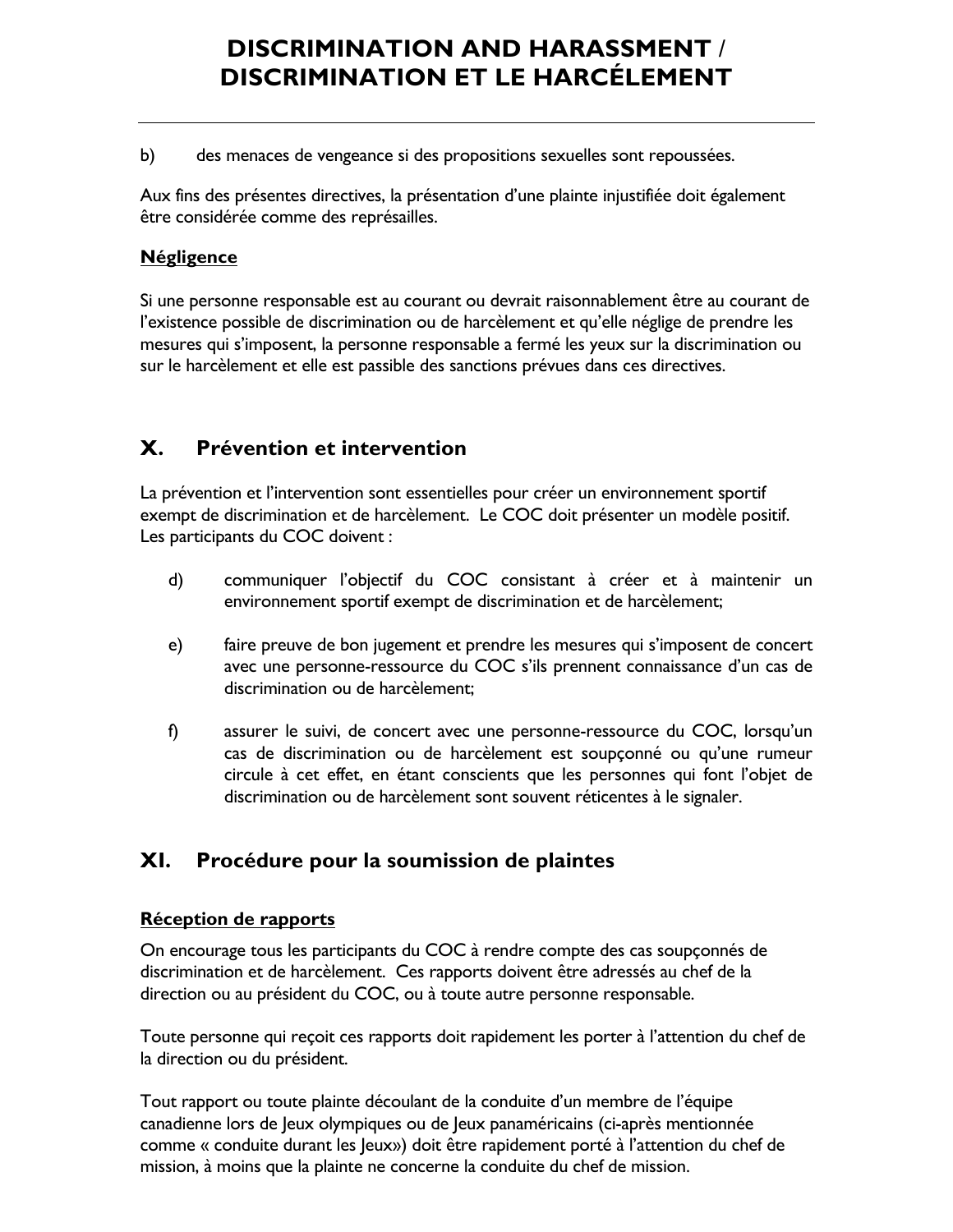b) des menaces de vengeance si des propositions sexuelles sont repoussées.

Aux fins des présentes directives, la présentation d'une plainte injustifiée doit également être considérée comme des représailles.

**Négligence**

Si une personne responsable est au courant ou devrait raisonnablement être au courant de l'existence possible de discrimination ou de harcèlement et qu'elle néglige de prendre les mesures qui s'imposent, la personne responsable a fermé les yeux sur la discrimination ou sur le harcèlement et elle est passible des sanctions prévues dans ces directives.

## X. Prévention et intervention

La prévention et l'intervention sont essentielles pour créer un environnement sportif exempt de discrimination et de harcèlement. Le COC doit présenter un modèle positif. Les participants du COC doivent :

d) communiquer l'objectif du COC consistant à créer et à maintenir un environnement sportif exempt de discrimination et de harcèlement;

e) faire preuve de bon jugement et prendre les mesures qui s'imposent de concert avec une personne-ressource du COC s'ils prennent connaissance d'un cas de discrimination ou de harcèlement;

f) assurer le suivi, de concert avec une personne-ressource du COC, lorsqu'un cas de discrimination ou de harcèlement est soupçonné ou qu'une rumeur circule à cet effet, en étant conscients que les personnes qui font l'objet de discrimination ou de harcèlement sont souvent réticentes à le signaler.

## XI. Procédure pour la soumission de plaintes

**Réception de rapports**

On encourage tous les participants du COC à rendre compte des cas soupçonnés de discrimination et de harcèlement. Ces rapports doivent être adressés au chef de la direction ou au président du COC, ou à toute autre personne responsable.

Toute personne qui reçoit ces rapports doit rapidement les porter à l'attention du chef de la direction ou du président.

Tout rapport ou toute plainte découlant de la conduite d'un membre de l'équipe canadienne lors de Jeux olympiques ou de Jeux panaméricains (ci-après mentionnée comme « conduite durant les Jeux») doit être rapidement porté à l'attention du chef de mission, à moins que la plainte ne concerne la conduite du chef de mission.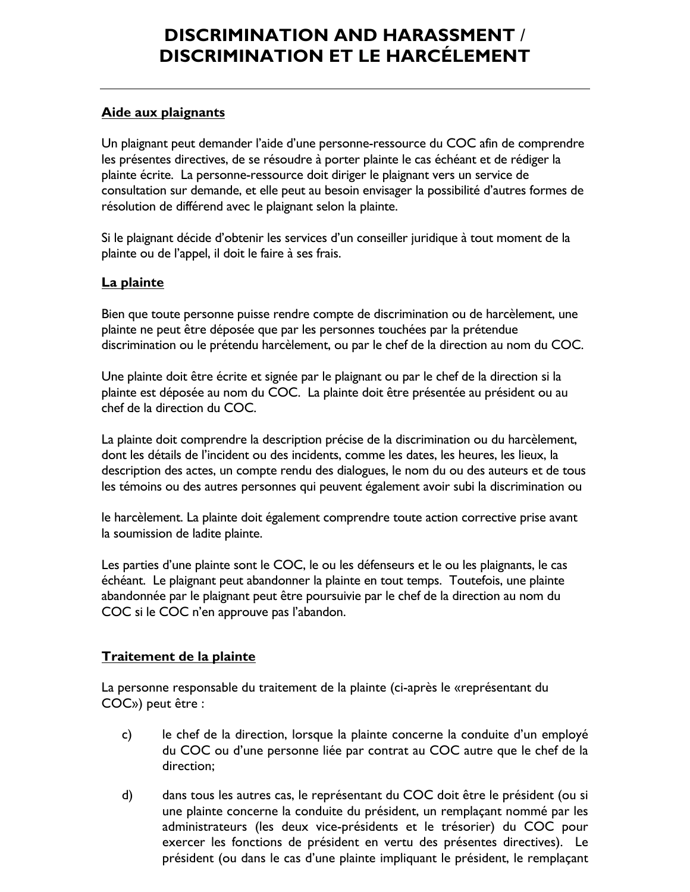# DISCRIMINATION AND HARASSMENT / DISCRIMINATION ET LE HARCÉLEMENT

---

**Aide aux plaignants**

Un plaignant peut demander l'aide d'une personne-ressource du COC afin de comprendre les présentes directives, de se résoudre à porter plainte le cas échéant et de rédiger la plainte écrite. La personne-ressource doit diriger le plaignant vers un service de consultation sur demande, et elle peut au besoin envisager la possibilité d'autres formes de résolution de différend avec le plaignant selon la plainte.

Si le plaignant décide d'obtenir les services d'un conseiller juridique à tout moment de la plainte ou de l'appel, il doit le faire à ses frais.

**La plainte**

Bien que toute personne puisse rendre compte de discrimination ou de harcèlement, une plainte ne peut être déposée que par les personnes touchées par la prétendue discrimination ou le prétendu harcèlement, ou par le chef de la direction au nom du COC.

Une plainte doit être écrite et signée par le plaignant ou par le chef de la direction si la plainte est déposée au nom du COC. La plainte doit être présentée au président ou au chef de la direction du COC.

La plainte doit comprendre la description précise de la discrimination ou du harcèlement, dont les détails de l'incident ou des incidents, comme les dates, les heures, les lieux, la description des actes, un compte rendu des dialogues, le nom du ou des auteurs et de tous les témoins ou des autres personnes qui peuvent également avoir subi la discrimination ou le harcèlement. La plainte doit également comprendre toute action corrective prise avant la soumission de ladite plainte.

Les parties d'une plainte sont le COC, le ou les défenseurs et le ou les plaignants, le cas échéant. Le plaignant peut abandonner la plainte en tout temps. Toutefois, une plainte abandonnée par le plaignant peut être poursuivie par le chef de la direction au nom du COC si le COC n'en approuve pas l'abandon.

**Traitement de la plainte**

La personne responsable du traitement de la plainte (ci-après le «représentant du COC») peut être :

c) le chef de la direction, lorsque la plainte concerne la conduite d'un employé du COC ou d'une personne liée par contrat au COC autre que le chef de la direction;

d) dans tous les autres cas, le représentant du COC doit être le président (ou si une plainte concerne la conduite du président, un remplaçant nommé par les administrateurs (les deux vice-présidents et le trésorier) du COC pour exercer les fonctions de président en vertu des présentes directives). Le président (ou dans le cas d'une plainte impliquant le président, le remplaçant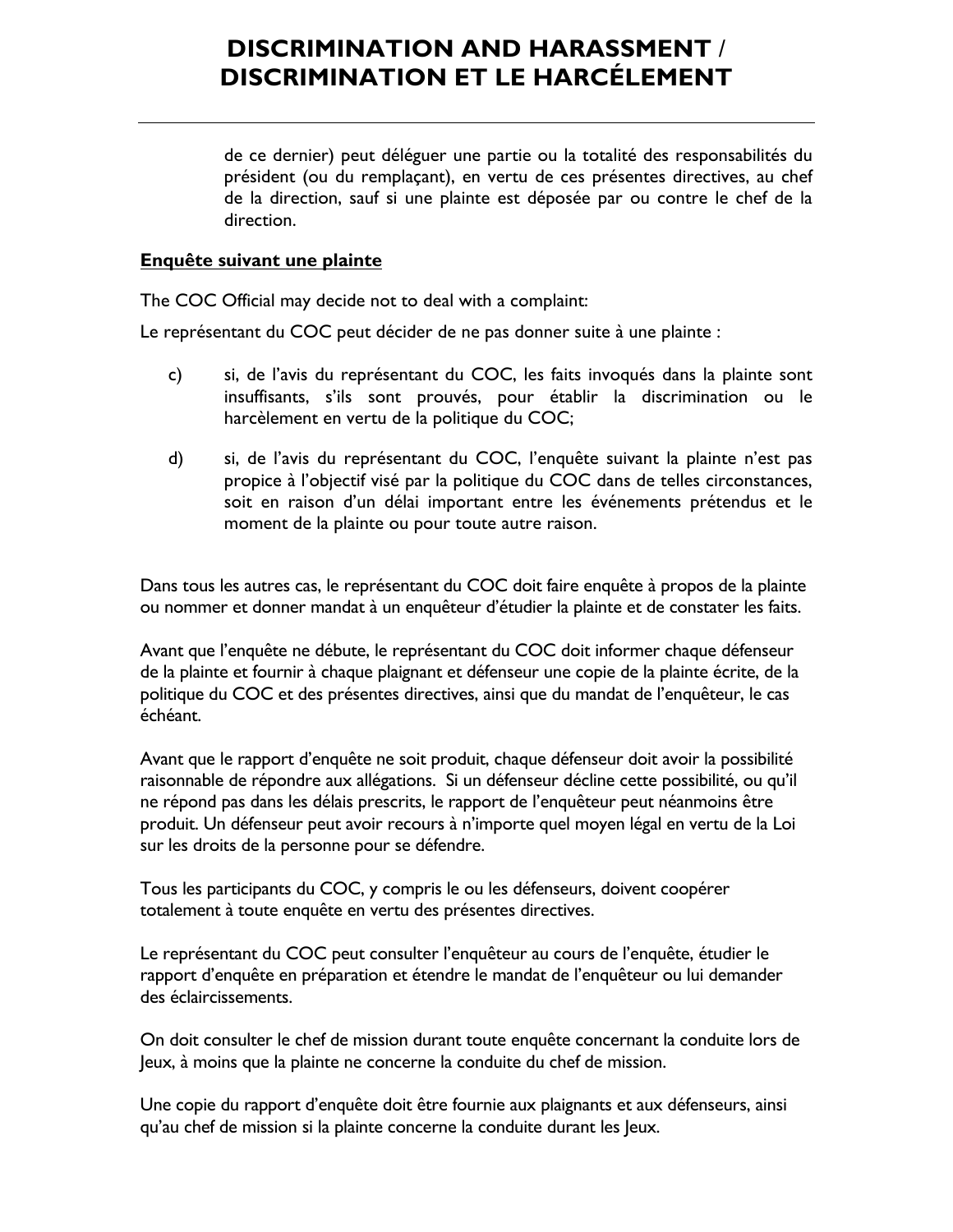de ce dernier) peut déléguer une partie ou la totalité des responsabilités du président (ou du remplaçant), en vertu de ces présentes directives, au chef de la direction, sauf si une plainte est déposée par ou contre le chef de la direction.

**Enquête suivant une plainte**

The COC Official may decide not to deal with a complaint:

Le représentant du COC peut décider de ne pas donner suite à une plainte :

c) si, de l'avis du représentant du COC, les faits invoqués dans la plainte sont insuffisants, s'ils sont prouvés, pour établir la discrimination ou le harcèlement en vertu de la politique du COC;

d) si, de l'avis du représentant du COC, l'enquête suivant la plainte n'est pas propice à l'objectif visé par la politique du COC dans de telles circonstances, soit en raison d'un délai important entre les événements prétendus et le moment de la plainte ou pour toute autre raison.

Dans tous les autres cas, le représentant du COC doit faire enquête à propos de la plainte ou nommer et donner mandat à un enquêteur d'étudier la plainte et de constater les faits.

Avant que l'enquête ne débute, le représentant du COC doit informer chaque défenseur de la plainte et fournir à chaque plaignant et défenseur une copie de la plainte écrite, de la politique du COC et des présentes directives, ainsi que du mandat de l'enquêteur, le cas échéant.

Avant que le rapport d'enquête ne soit produit, chaque défenseur doit avoir la possibilité raisonnable de répondre aux allégations. Si un défenseur décline cette possibilité, ou qu'il ne répond pas dans les délais prescrits, le rapport de l'enquêteur peut néanmoins être produit. Un défenseur peut avoir recours à n'importe quel moyen légal en vertu de la Loi sur les droits de la personne pour se défendre.

Tous les participants du COC, y compris le ou les défenseurs, doivent coopérer totalement à toute enquête en vertu des présentes directives.

Le représentant du COC peut consulter l'enquêteur au cours de l'enquête, étudier le rapport d'enquête en préparation et étendre le mandat de l'enquêteur ou lui demander des éclaircissements.

On doit consulter le chef de mission durant toute enquête concernant la conduite lors de Jeux, à moins que la plainte ne concerne la conduite du chef de mission.

Une copie du rapport d'enquête doit être fournie aux plaignants et aux défenseurs, ainsi qu'au chef de mission si la plainte concerne la conduite durant les Jeux.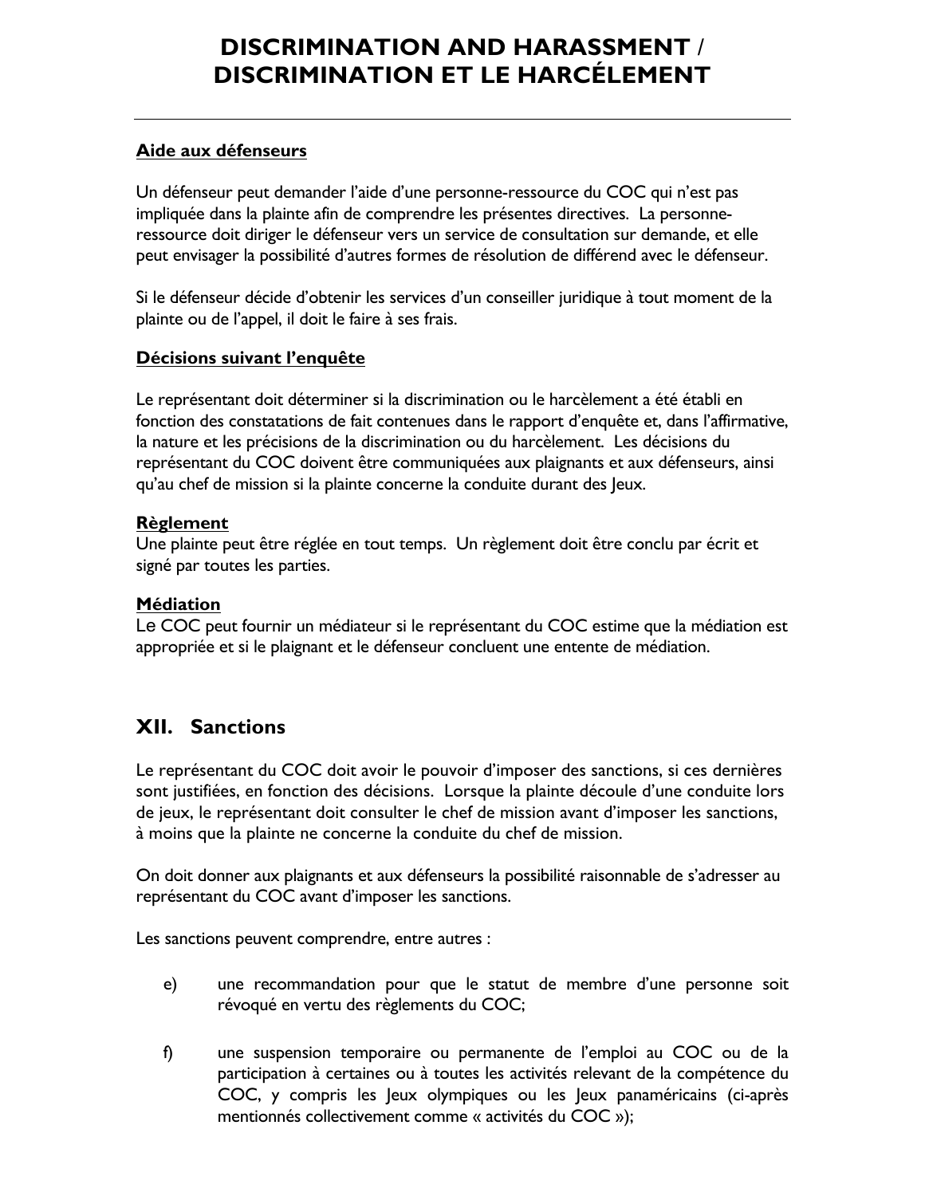# DISCRIMINATION AND HARASSMENT / DISCRIMINATION ET LE HARCÉLEMENT

**Aide aux défenseurs**

Un défenseur peut demander l'aide d'une personne-ressource du COC qui n'est pas impliquée dans la plainte afin de comprendre les présentes directives. La personne-ressource doit diriger le défenseur vers un service de consultation sur demande, et elle peut envisager la possibilité d'autres formes de résolution de différend avec le défenseur.

Si le défenseur décide d'obtenir les services d'un conseiller juridique à tout moment de la plainte ou de l'appel, il doit le faire à ses frais.

**Décisions suivant l'enquête**

Le représentant doit déterminer si la discrimination ou le harcèlement a été établi en fonction des constatations de fait contenues dans le rapport d'enquête et, dans l'affirmative, la nature et les précisions de la discrimination ou du harcèlement. Les décisions du représentant du COC doivent être communiquées aux plaignants et aux défenseurs, ainsi qu'au chef de mission si la plainte concerne la conduite durant des Jeux.

**Règlement**

Une plainte peut être réglée en tout temps. Un règlement doit être conclu par écrit et signé par toutes les parties.

**Médiation**

Le COC peut fournir un médiateur si le représentant du COC estime que la médiation est appropriée et si le plaignant et le défenseur concluent une entente de médiation.

## XII. Sanctions

Le représentant du COC doit avoir le pouvoir d'imposer des sanctions, si ces dernières sont justifiées, en fonction des décisions. Lorsque la plainte découle d'une conduite lors de jeux, le représentant doit consulter le chef de mission avant d'imposer les sanctions, à moins que la plainte ne concerne la conduite du chef de mission.

On doit donner aux plaignants et aux défenseurs la possibilité raisonnable de s'adresser au représentant du COC avant d'imposer les sanctions.

Les sanctions peuvent comprendre, entre autres :

e) une recommandation pour que le statut de membre d'une personne soit révoqué en vertu des règlements du COC;

f) une suspension temporaire ou permanente de l'emploi au COC ou de la participation à certaines ou à toutes les activités relevant de la compétence du COC, y compris les Jeux olympiques ou les Jeux panaméricains (ci-après mentionnés collectivement comme « activités du COC »);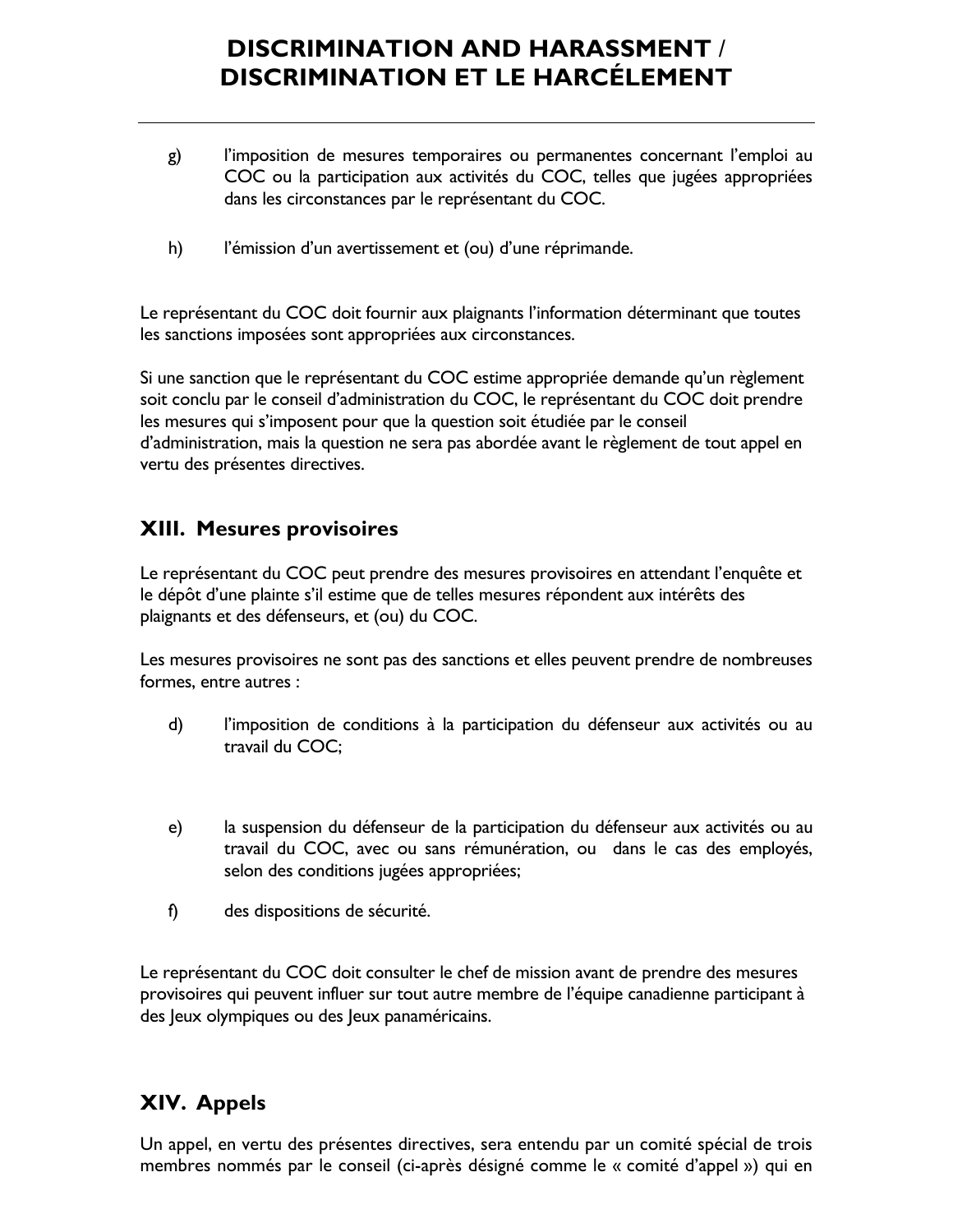g) l'imposition de mesures temporaires ou permanentes concernant l'emploi au COC ou la participation aux activités du COC, telles que jugées appropriées dans les circonstances par le représentant du COC.

h) l'émission d'un avertissement et (ou) d'une réprimande.

Le représentant du COC doit fournir aux plaignants l'information déterminant que toutes les sanctions imposées sont appropriées aux circonstances.

Si une sanction que le représentant du COC estime appropriée demande qu'un règlement soit conclu par le conseil d'administration du COC, le représentant du COC doit prendre les mesures qui s'imposent pour que la question soit étudiée par le conseil d'administration, mais la question ne sera pas abordée avant le règlement de tout appel en vertu des présentes directives.

## XIII. Mesures provisoires

Le représentant du COC peut prendre des mesures provisoires en attendant l'enquête et le dépôt d'une plainte s'il estime que de telles mesures répondent aux intérêts des plaignants et des défenseurs, et (ou) du COC.

Les mesures provisoires ne sont pas des sanctions et elles peuvent prendre de nombreuses formes, entre autres :

d) l'imposition de conditions à la participation du défenseur aux activités ou au travail du COC;

e) la suspension du défenseur de la participation du défenseur aux activités ou au travail du COC, avec ou sans rémunération, ou dans le cas des employés, selon des conditions jugées appropriées;

f) des dispositions de sécurité.

Le représentant du COC doit consulter le chef de mission avant de prendre des mesures provisoires qui peuvent influer sur tout autre membre de l'équipe canadienne participant à des Jeux olympiques ou des Jeux panaméricains.

## XIV. Appels

Un appel, en vertu des présentes directives, sera entendu par un comité spécial de trois membres nommés par le conseil (ci-après désigné comme le « comité d'appel ») qui en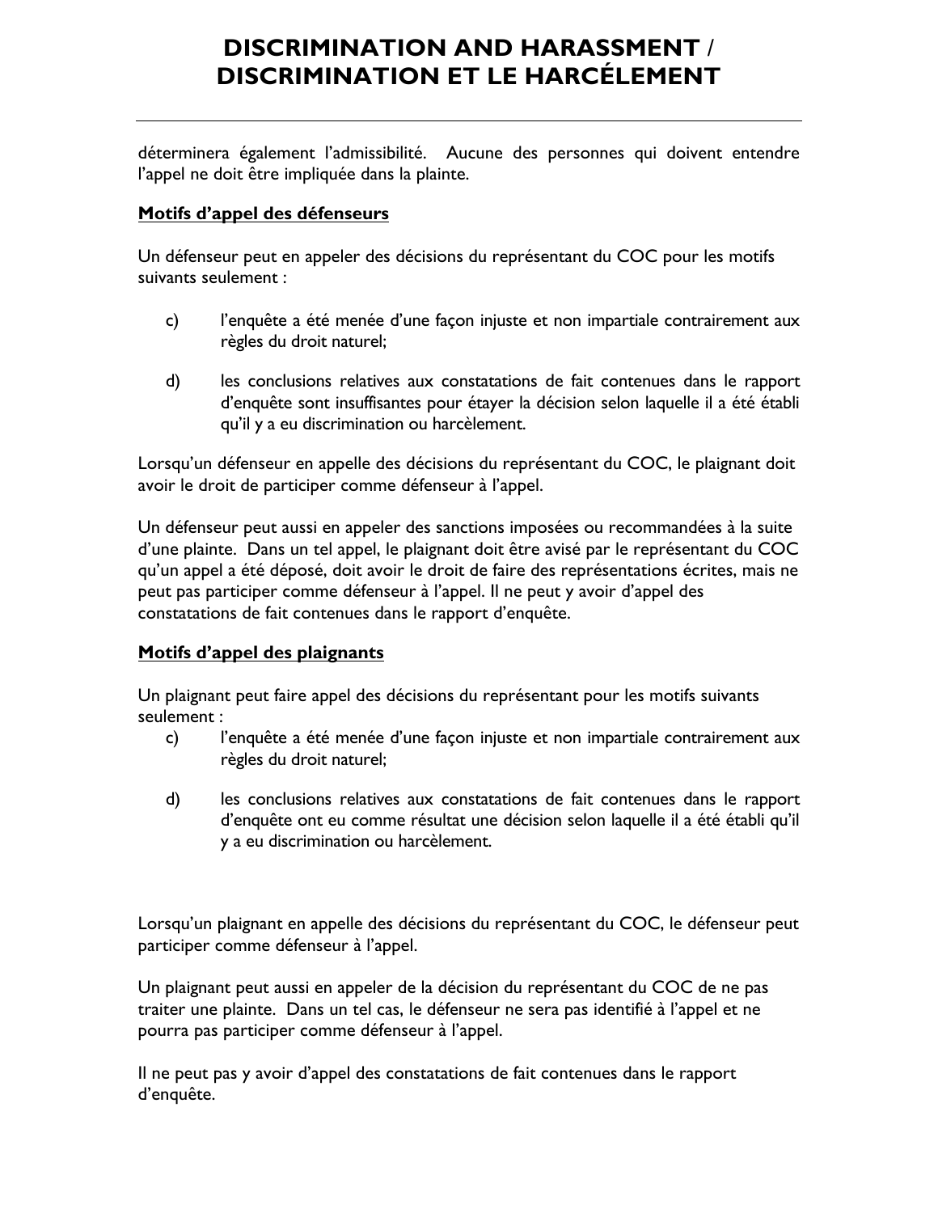déterminera également l'admissibilité. Aucune des personnes qui doivent entendre l'appel ne doit être impliquée dans la plainte.

**Motifs d'appel des défenseurs**

Un défenseur peut en appeler des décisions du représentant du COC pour les motifs suivants seulement :

c) l'enquête a été menée d'une façon injuste et non impartiale contrairement aux règles du droit naturel;

d) les conclusions relatives aux constatations de fait contenues dans le rapport d'enquête sont insuffisantes pour étayer la décision selon laquelle il a été établi qu'il y a eu discrimination ou harcèlement.

Lorsqu'un défenseur en appelle des décisions du représentant du COC, le plaignant doit avoir le droit de participer comme défenseur à l'appel.

Un défenseur peut aussi en appeler des sanctions imposées ou recommandées à la suite d'une plainte. Dans un tel appel, le plaignant doit être avisé par le représentant du COC qu'un appel a été déposé, doit avoir le droit de faire des représentations écrites, mais ne peut pas participer comme défenseur à l'appel. Il ne peut y avoir d'appel des constatations de fait contenues dans le rapport d'enquête.

**Motifs d'appel des plaignants**

Un plaignant peut faire appel des décisions du représentant pour les motifs suivants seulement :

c) l'enquête a été menée d'une façon injuste et non impartiale contrairement aux règles du droit naturel;

d) les conclusions relatives aux constatations de fait contenues dans le rapport d'enquête ont eu comme résultat une décision selon laquelle il a été établi qu'il y a eu discrimination ou harcèlement.

Lorsqu'un plaignant en appelle des décisions du représentant du COC, le défenseur peut participer comme défenseur à l'appel.

Un plaignant peut aussi en appeler de la décision du représentant du COC de ne pas traiter une plainte. Dans un tel cas, le défenseur ne sera pas identifié à l'appel et ne pourra pas participer comme défenseur à l'appel.

Il ne peut pas y avoir d'appel des constatations de fait contenues dans le rapport d'enquête.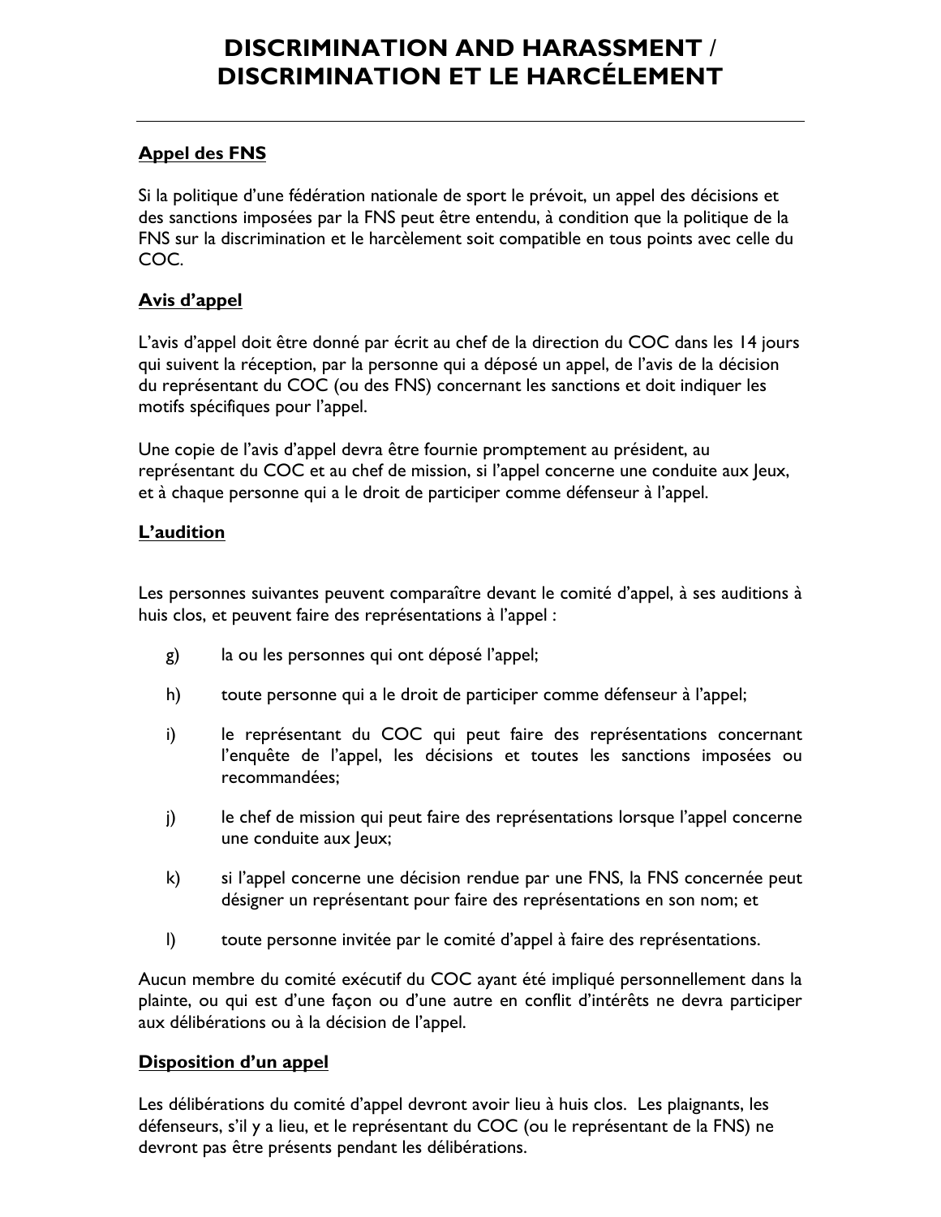# DISCRIMINATION AND HARASSMENT / DISCRIMINATION ET LE HARCÉLEMENT

## Appel des FNS

Si la politique d'une fédération nationale de sport le prévoit, un appel des décisions et des sanctions imposées par la FNS peut être entendu, à condition que la politique de la FNS sur la discrimination et le harcèlement soit compatible en tous points avec celle du COC.

## Avis d'appel

L'avis d'appel doit être donné par écrit au chef de la direction du COC dans les 14 jours qui suivent la réception, par la personne qui a déposé un appel, de l'avis de la décision du représentant du COC (ou des FNS) concernant les sanctions et doit indiquer les motifs spécifiques pour l'appel.

Une copie de l'avis d'appel devra être fournie promptement au président, au représentant du COC et au chef de mission, si l'appel concerne une conduite aux Jeux, et à chaque personne qui a le droit de participer comme défenseur à l'appel.

## L'audition

Les personnes suivantes peuvent comparaître devant le comité d'appel, à ses auditions à huis clos, et peuvent faire des représentations à l'appel :

g) la ou les personnes qui ont déposé l'appel;

h) toute personne qui a le droit de participer comme défenseur à l'appel;

i) le représentant du COC qui peut faire des représentations concernant l'enquête de l'appel, les décisions et toutes les sanctions imposées ou recommandées;

j) le chef de mission qui peut faire des représentations lorsque l'appel concerne une conduite aux Jeux;

k) si l'appel concerne une décision rendue par une FNS, la FNS concernée peut désigner un représentant pour faire des représentations en son nom; et

l) toute personne invitée par le comité d'appel à faire des représentations.

Aucun membre du comité exécutif du COC ayant été impliqué personnellement dans la plainte, ou qui est d'une façon ou d'une autre en conflit d'intérêts ne devra participer aux délibérations ou à la décision de l'appel.

## Disposition d'un appel

Les délibérations du comité d'appel devront avoir lieu à huis clos. Les plaignants, les défenseurs, s'il y a lieu, et le représentant du COC (ou le représentant de la FNS) ne devront pas être présents pendant les délibérations.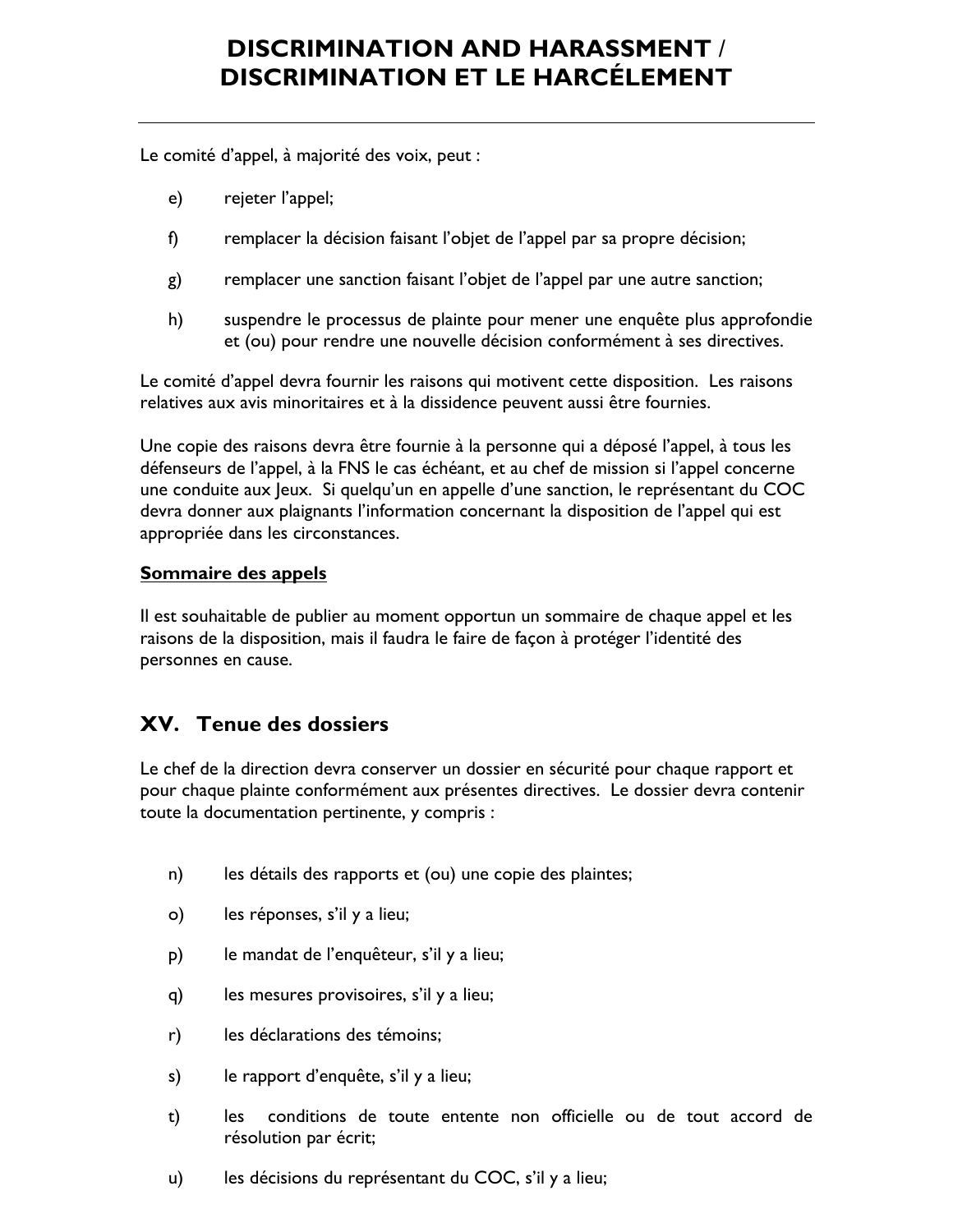Le comité d'appel, à majorité des voix, peut :

e) rejeter l'appel;

f) remplacer la décision faisant l'objet de l'appel par sa propre décision;

g) remplacer une sanction faisant l'objet de l'appel par une autre sanction;

h) suspendre le processus de plainte pour mener une enquête plus approfondie et (ou) pour rendre une nouvelle décision conformément à ses directives.

Le comité d'appel devra fournir les raisons qui motivent cette disposition. Les raisons relatives aux avis minoritaires et à la dissidence peuvent aussi être fournies.

Une copie des raisons devra être fournie à la personne qui a déposé l'appel, à tous les défenseurs de l'appel, à la FNS le cas échéant, et au chef de mission si l'appel concerne une conduite aux Jeux. Si quelqu'un en appelle d'une sanction, le représentant du COC devra donner aux plaignants l'information concernant la disposition de l'appel qui est appropriée dans les circonstances.

**Sommaire des appels**

Il est souhaitable de publier au moment opportun un sommaire de chaque appel et les raisons de la disposition, mais il faudra le faire de façon à protéger l'identité des personnes en cause.

## XV. Tenue des dossiers

Le chef de la direction devra conserver un dossier en sécurité pour chaque rapport et pour chaque plainte conformément aux présentes directives. Le dossier devra contenir toute la documentation pertinente, y compris :

n) les détails des rapports et (ou) une copie des plaintes;

o) les réponses, s'il y a lieu;

p) le mandat de l'enquêteur, s'il y a lieu;

q) les mesures provisoires, s'il y a lieu;

r) les déclarations des témoins;

s) le rapport d'enquête, s'il y a lieu;

t) les conditions de toute entente non officielle ou de tout accord de résolution par écrit;

u) les décisions du représentant du COC, s'il y a lieu;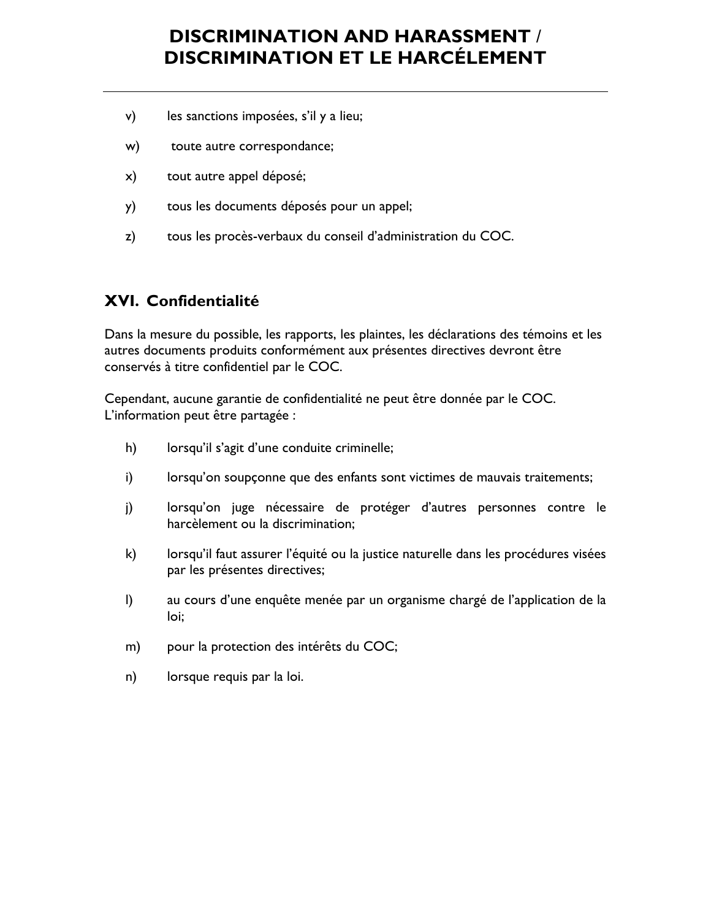v) les sanctions imposées, s'il y a lieu;

w) toute autre correspondance;

x) tout autre appel déposé;

y) tous les documents déposés pour un appel;

z) tous les procès-verbaux du conseil d'administration du COC.

## XVI. Confidentialité

Dans la mesure du possible, les rapports, les plaintes, les déclarations des témoins et les autres documents produits conformément aux présentes directives devront être conservés à titre confidentiel par le COC.

Cependant, aucune garantie de confidentialité ne peut être donnée par le COC. L'information peut être partagée :

h) lorsqu'il s'agit d'une conduite criminelle;

i) lorsqu'on soupçonne que des enfants sont victimes de mauvais traitements;

j) lorsqu'on juge nécessaire de protéger d'autres personnes contre le harcèlement ou la discrimination;

k) lorsqu'il faut assurer l'équité ou la justice naturelle dans les procédures visées par les présentes directives;

l) au cours d'une enquête menée par un organisme chargé de l'application de la loi;

m) pour la protection des intérêts du COC;

n) lorsque requis par la loi.